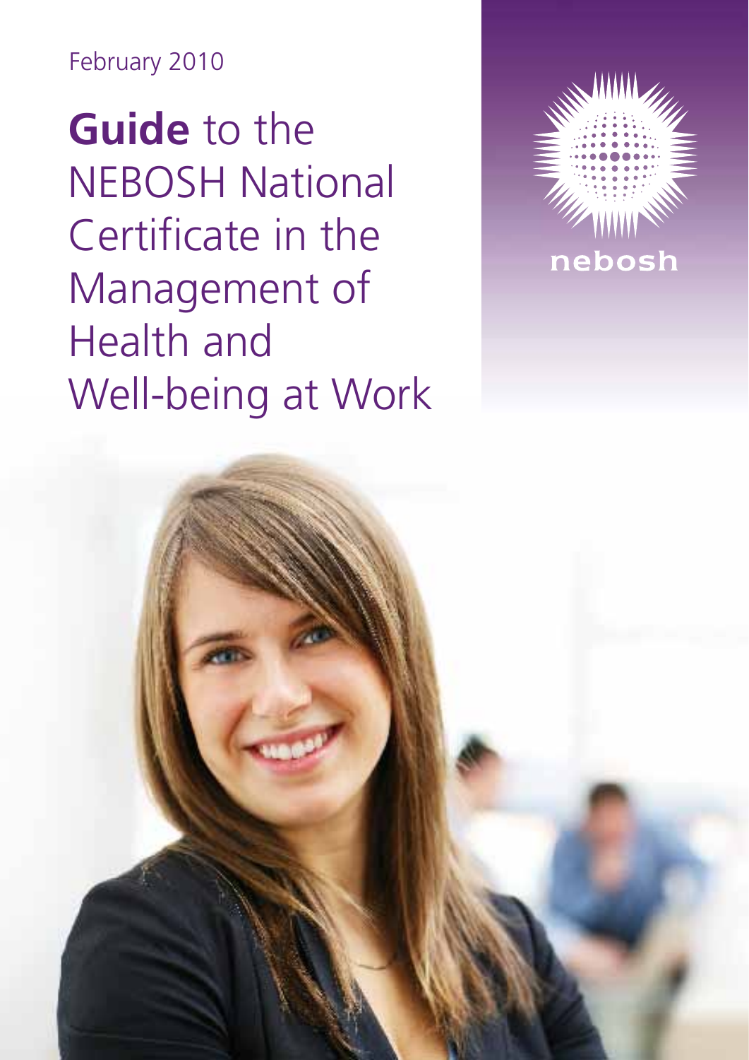February 2010

# **Guide** to the NEBOSH National Certificate in the Management of Health and Well-being at Work

nebosh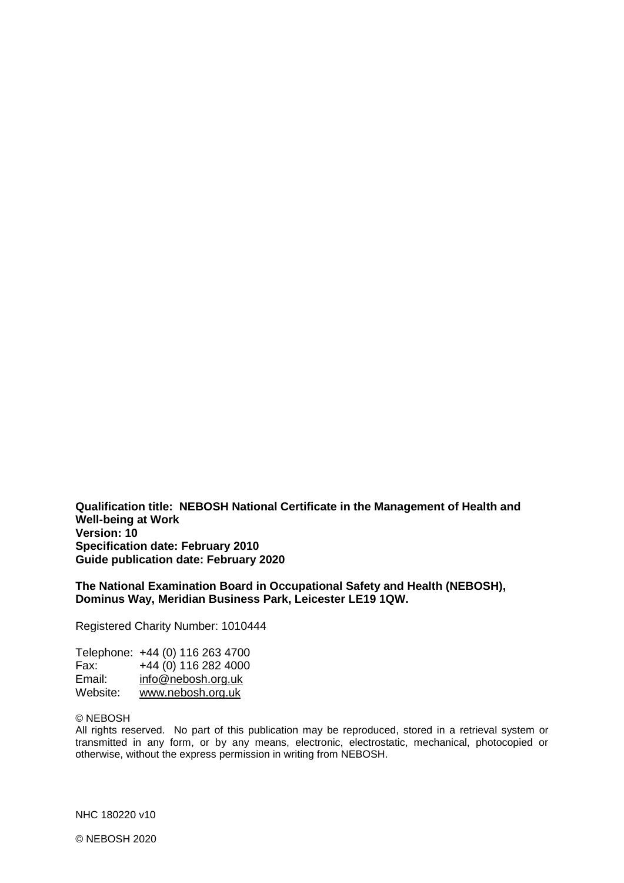**Qualification title: NEBOSH National Certificate in the Management of Health and Well-being at Work**
**Version: 10**
**Specification date: February 2010**
**Guide publication date: February 2020**

**The National Examination Board in Occupational Safety and Health (NEBOSH), Dominus Way, Meridian Business Park, Leicester LE19 1QW.**

Registered Charity Number: 1010444

| | |
|---|---|
| Telephone: | +44 (0) 116 263 4700 |
| Fax: | +44 (0) 116 282 4000 |
| Email: | info@nebosh.org.uk |
| Website: | www.nebosh.org.uk |

© NEBOSH

All rights reserved. No part of this publication may be reproduced, stored in a retrieval system or transmitted in any form, or by any means, electronic, electrostatic, mechanical, photocopied or otherwise, without the express permission in writing from NEBOSH.

NHC 180220 v10

© NEBOSH 2020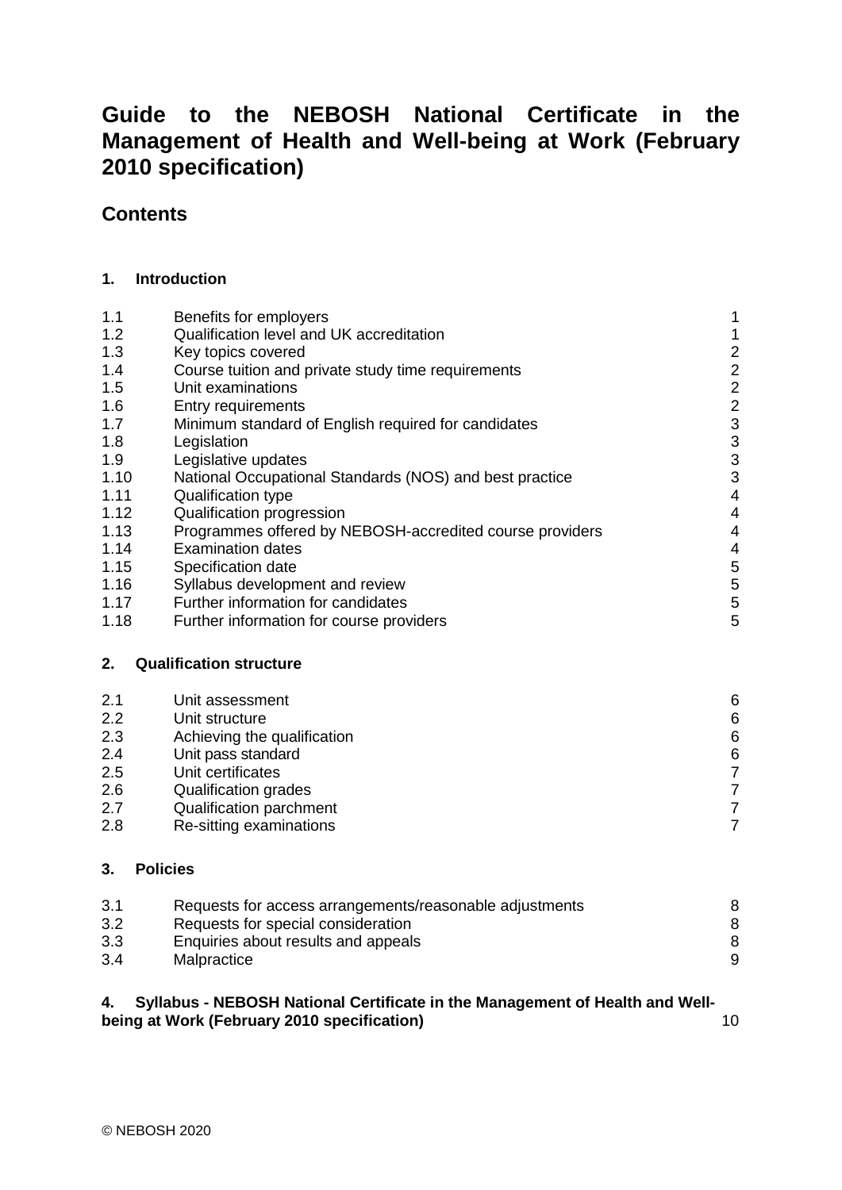# Guide to the NEBOSH National Certificate in the Management of Health and Well-being at Work (February 2010 specification)

## Contents

### 1. Introduction

| | | |
|---|---|---|
| 1.1 | Benefits for employers | 1 |
| 1.2 | Qualification level and UK accreditation | 1 |
| 1.3 | Key topics covered | 2 |
| 1.4 | Course tuition and private study time requirements | 2 |
| 1.5 | Unit examinations | 2 |
| 1.6 | Entry requirements | 2 |
| 1.7 | Minimum standard of English required for candidates | 3 |
| 1.8 | Legislation | 3 |
| 1.9 | Legislative updates | 3 |
| 1.10 | National Occupational Standards (NOS) and best practice | 3 |
| 1.11 | Qualification type | 4 |
| 1.12 | Qualification progression | 4 |
| 1.13 | Programmes offered by NEBOSH-accredited course providers | 4 |
| 1.14 | Examination dates | 4 |
| 1.15 | Specification date | 5 |
| 1.16 | Syllabus development and review | 5 |
| 1.17 | Further information for candidates | 5 |
| 1.18 | Further information for course providers | 5 |

### 2. Qualification structure

| | | |
|---|---|---|
| 2.1 | Unit assessment | 6 |
| 2.2 | Unit structure | 6 |
| 2.3 | Achieving the qualification | 6 |
| 2.4 | Unit pass standard | 6 |
| 2.5 | Unit certificates | 7 |
| 2.6 | Qualification grades | 7 |
| 2.7 | Qualification parchment | 7 |
| 2.8 | Re-sitting examinations | 7 |

### 3. Policies

| | | |
|---|---|---|
| 3.1 | Requests for access arrangements/reasonable adjustments | 8 |
| 3.2 | Requests for special consideration | 8 |
| 3.3 | Enquiries about results and appeals | 8 |
| 3.4 | Malpractice | 9 |

**4. Syllabus - NEBOSH National Certificate in the Management of Health and Well-being at Work (February 2010 specification)** 10

© NEBOSH 2020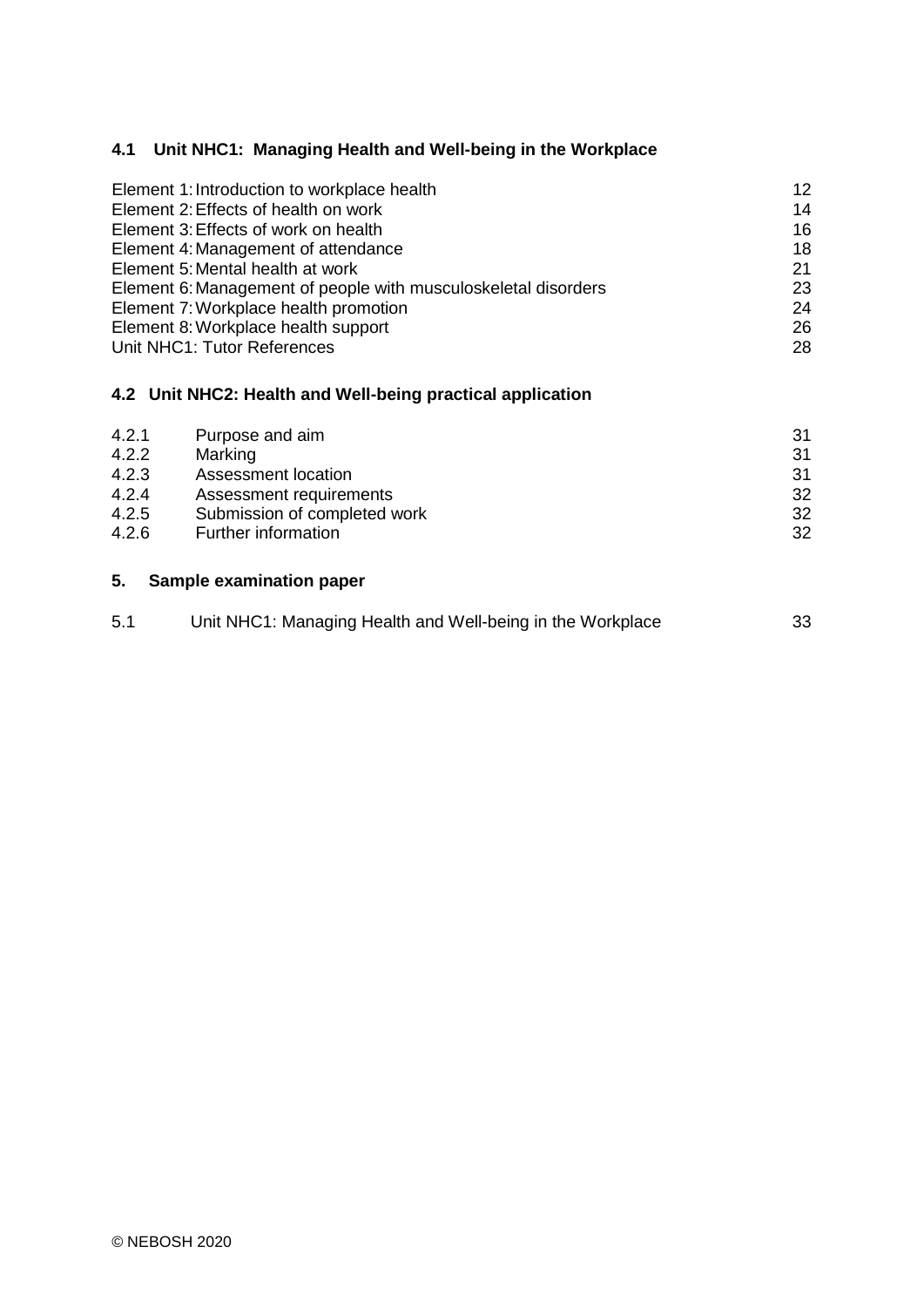### 4.1 Unit NHC1: Managing Health and Well-being in the Workplace

| | |
|---|---|
| Element 1: Introduction to workplace health | 12 |
| Element 2: Effects of health on work | 14 |
| Element 3: Effects of work on health | 16 |
| Element 4: Management of attendance | 18 |
| Element 5: Mental health at work | 21 |
| Element 6: Management of people with musculoskeletal disorders | 23 |
| Element 7: Workplace health promotion | 24 |
| Element 8: Workplace health support | 26 |
| Unit NHC1: Tutor References | 28 |

### 4.2 Unit NHC2: Health and Well-being practical application

| | | |
|---|---|---|
| 4.2.1 | Purpose and aim | 31 |
| 4.2.2 | Marking | 31 |
| 4.2.3 | Assessment location | 31 |
| 4.2.4 | Assessment requirements | 32 |
| 4.2.5 | Submission of completed work | 32 |
| 4.2.6 | Further information | 32 |

### 5. Sample examination paper

| | | |
|---|---|---|
| 5.1 | Unit NHC1: Managing Health and Well-being in the Workplace | 33 |

© NEBOSH 2020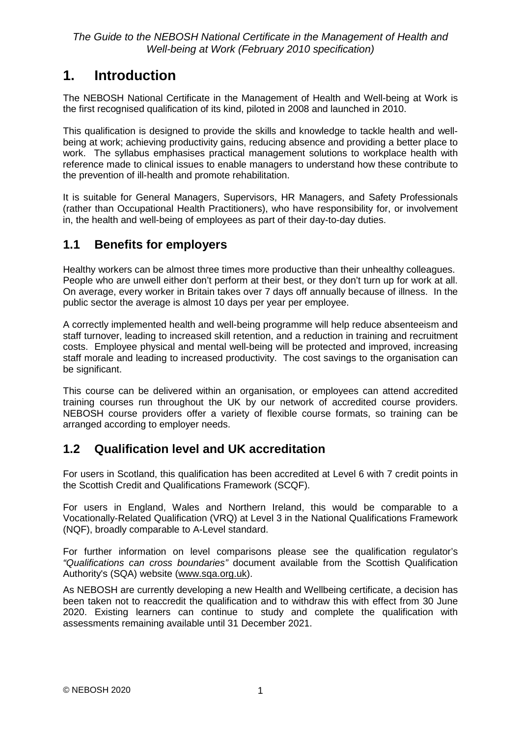# 1. Introduction

The NEBOSH National Certificate in the Management of Health and Well-being at Work is the first recognised qualification of its kind, piloted in 2008 and launched in 2010.

This qualification is designed to provide the skills and knowledge to tackle health and well-being at work; achieving productivity gains, reducing absence and providing a better place to work. The syllabus emphasises practical management solutions to workplace health with reference made to clinical issues to enable managers to understand how these contribute to the prevention of ill-health and promote rehabilitation.

It is suitable for General Managers, Supervisors, HR Managers, and Safety Professionals (rather than Occupational Health Practitioners), who have responsibility for, or involvement in, the health and well-being of employees as part of their day-to-day duties.

## 1.1 Benefits for employers

Healthy workers can be almost three times more productive than their unhealthy colleagues. People who are unwell either don't perform at their best, or they don't turn up for work at all. On average, every worker in Britain takes over 7 days off annually because of illness. In the public sector the average is almost 10 days per year per employee.

A correctly implemented health and well-being programme will help reduce absenteeism and staff turnover, leading to increased skill retention, and a reduction in training and recruitment costs. Employee physical and mental well-being will be protected and improved, increasing staff morale and leading to increased productivity. The cost savings to the organisation can be significant.

This course can be delivered within an organisation, or employees can attend accredited training courses run throughout the UK by our network of accredited course providers. NEBOSH course providers offer a variety of flexible course formats, so training can be arranged according to employer needs.

## 1.2 Qualification level and UK accreditation

For users in Scotland, this qualification has been accredited at Level 6 with 7 credit points in the Scottish Credit and Qualifications Framework (SCQF).

For users in England, Wales and Northern Ireland, this would be comparable to a Vocationally-Related Qualification (VRQ) at Level 3 in the National Qualifications Framework (NQF), broadly comparable to A-Level standard.

For further information on level comparisons please see the qualification regulator's *"Qualifications can cross boundaries"* document available from the Scottish Qualification Authority's (SQA) website (www.sqa.org.uk).

As NEBOSH are currently developing a new Health and Wellbeing certificate, a decision has been taken not to reaccredit the qualification and to withdraw this with effect from 30 June 2020. Existing learners can continue to study and complete the qualification with assessments remaining available until 31 December 2021.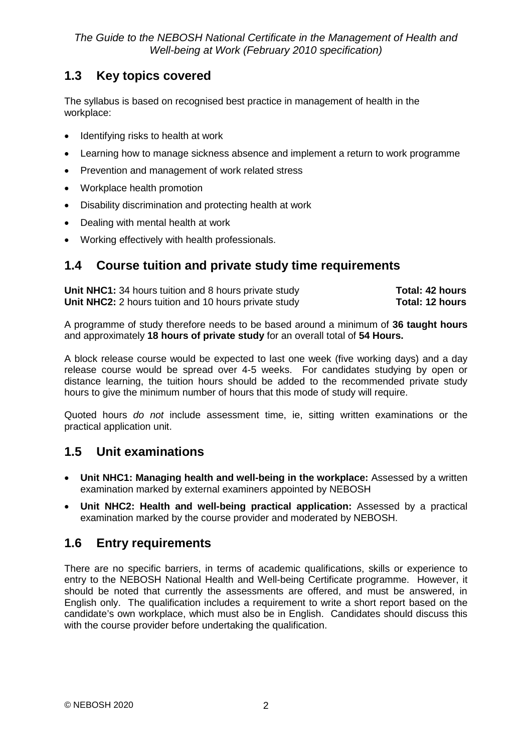## 1.3 Key topics covered

The syllabus is based on recognised best practice in management of health in the workplace:

- Identifying risks to health at work
- Learning how to manage sickness absence and implement a return to work programme
- Prevention and management of work related stress
- Workplace health promotion
- Disability discrimination and protecting health at work
- Dealing with mental health at work
- Working effectively with health professionals.

## 1.4 Course tuition and private study time requirements

| | |
|---|---|
| **Unit NHC1:** 34 hours tuition and 8 hours private study | **Total: 42 hours** |
| **Unit NHC2:** 2 hours tuition and 10 hours private study | **Total: 12 hours** |

A programme of study therefore needs to be based around a minimum of **36 taught hours** and approximately **18 hours of private study** for an overall total of **54 Hours.**

A block release course would be expected to last one week (five working days) and a day release course would be spread over 4-5 weeks. For candidates studying by open or distance learning, the tuition hours should be added to the recommended private study hours to give the minimum number of hours that this mode of study will require.

Quoted hours *do not* include assessment time, ie, sitting written examinations or the practical application unit.

## 1.5 Unit examinations

- **Unit NHC1: Managing health and well-being in the workplace:** Assessed by a written examination marked by external examiners appointed by NEBOSH
- **Unit NHC2: Health and well-being practical application:** Assessed by a practical examination marked by the course provider and moderated by NEBOSH.

## 1.6 Entry requirements

There are no specific barriers, in terms of academic qualifications, skills or experience to entry to the NEBOSH National Health and Well-being Certificate programme. However, it should be noted that currently the assessments are offered, and must be answered, in English only. The qualification includes a requirement to write a short report based on the candidate's own workplace, which must also be in English. Candidates should discuss this with the course provider before undertaking the qualification.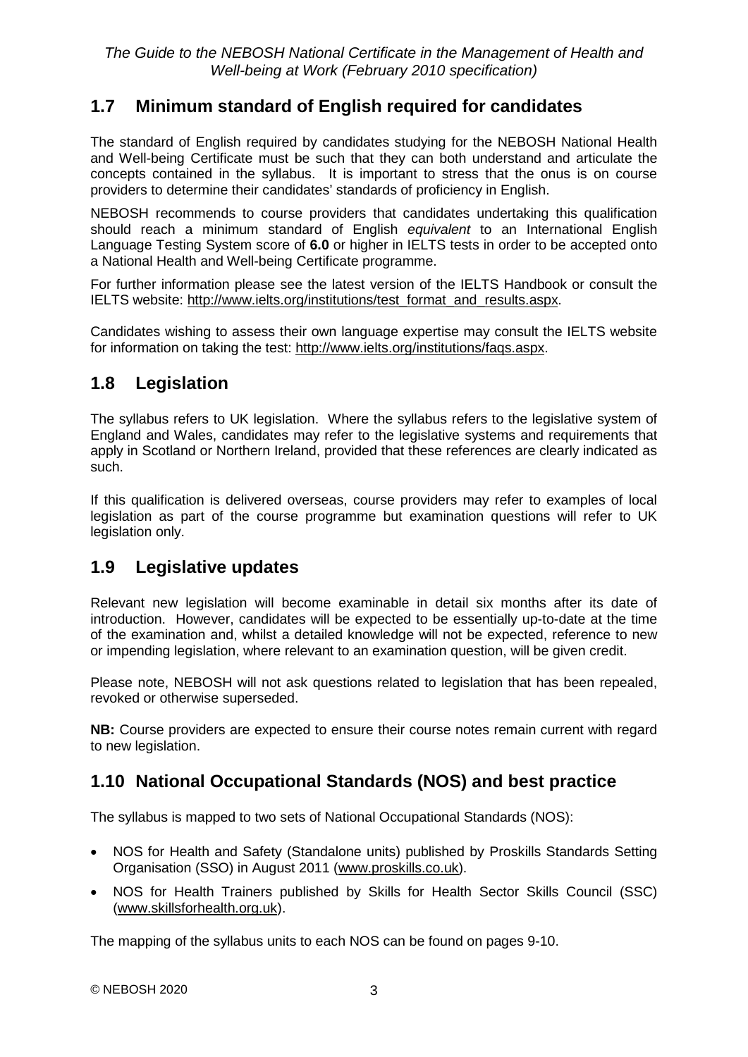## 1.7 Minimum standard of English required for candidates

The standard of English required by candidates studying for the NEBOSH National Health and Well-being Certificate must be such that they can both understand and articulate the concepts contained in the syllabus. It is important to stress that the onus is on course providers to determine their candidates' standards of proficiency in English.

NEBOSH recommends to course providers that candidates undertaking this qualification should reach a minimum standard of English *equivalent* to an International English Language Testing System score of **6.0** or higher in IELTS tests in order to be accepted onto a National Health and Well-being Certificate programme.

For further information please see the latest version of the IELTS Handbook or consult the IELTS website: http://www.ielts.org/institutions/test_format_and_results.aspx.

Candidates wishing to assess their own language expertise may consult the IELTS website for information on taking the test: http://www.ielts.org/institutions/faqs.aspx.

## 1.8 Legislation

The syllabus refers to UK legislation. Where the syllabus refers to the legislative system of England and Wales, candidates may refer to the legislative systems and requirements that apply in Scotland or Northern Ireland, provided that these references are clearly indicated as such.

If this qualification is delivered overseas, course providers may refer to examples of local legislation as part of the course programme but examination questions will refer to UK legislation only.

## 1.9 Legislative updates

Relevant new legislation will become examinable in detail six months after its date of introduction. However, candidates will be expected to be essentially up-to-date at the time of the examination and, whilst a detailed knowledge will not be expected, reference to new or impending legislation, where relevant to an examination question, will be given credit.

Please note, NEBOSH will not ask questions related to legislation that has been repealed, revoked or otherwise superseded.

**NB:** Course providers are expected to ensure their course notes remain current with regard to new legislation.

## 1.10 National Occupational Standards (NOS) and best practice

The syllabus is mapped to two sets of National Occupational Standards (NOS):

- NOS for Health and Safety (Standalone units) published by Proskills Standards Setting Organisation (SSO) in August 2011 (www.proskills.co.uk).
- NOS for Health Trainers published by Skills for Health Sector Skills Council (SSC) (www.skillsforhealth.org.uk).

The mapping of the syllabus units to each NOS can be found on pages 9-10.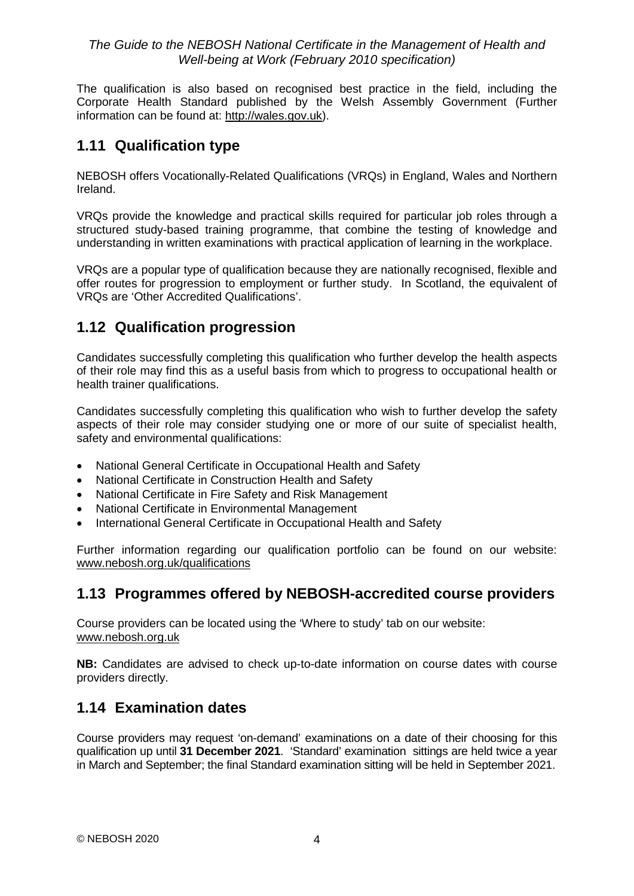The qualification is also based on recognised best practice in the field, including the Corporate Health Standard published by the Welsh Assembly Government (Further information can be found at: http://wales.gov.uk).

## 1.11 Qualification type

NEBOSH offers Vocationally-Related Qualifications (VRQs) in England, Wales and Northern Ireland.

VRQs provide the knowledge and practical skills required for particular job roles through a structured study-based training programme, that combine the testing of knowledge and understanding in written examinations with practical application of learning in the workplace.

VRQs are a popular type of qualification because they are nationally recognised, flexible and offer routes for progression to employment or further study. In Scotland, the equivalent of VRQs are 'Other Accredited Qualifications'.

## 1.12 Qualification progression

Candidates successfully completing this qualification who further develop the health aspects of their role may find this as a useful basis from which to progress to occupational health or health trainer qualifications.

Candidates successfully completing this qualification who wish to further develop the safety aspects of their role may consider studying one or more of our suite of specialist health, safety and environmental qualifications:

- National General Certificate in Occupational Health and Safety
- National Certificate in Construction Health and Safety
- National Certificate in Fire Safety and Risk Management
- National Certificate in Environmental Management
- International General Certificate in Occupational Health and Safety

Further information regarding our qualification portfolio can be found on our website: www.nebosh.org.uk/qualifications

## 1.13 Programmes offered by NEBOSH-accredited course providers

Course providers can be located using the 'Where to study' tab on our website: www.nebosh.org.uk

**NB:** Candidates are advised to check up-to-date information on course dates with course providers directly.

## 1.14 Examination dates

Course providers may request 'on-demand' examinations on a date of their choosing for this qualification up until **31 December 2021**. 'Standard' examination sittings are held twice a year in March and September; the final Standard examination sitting will be held in September 2021.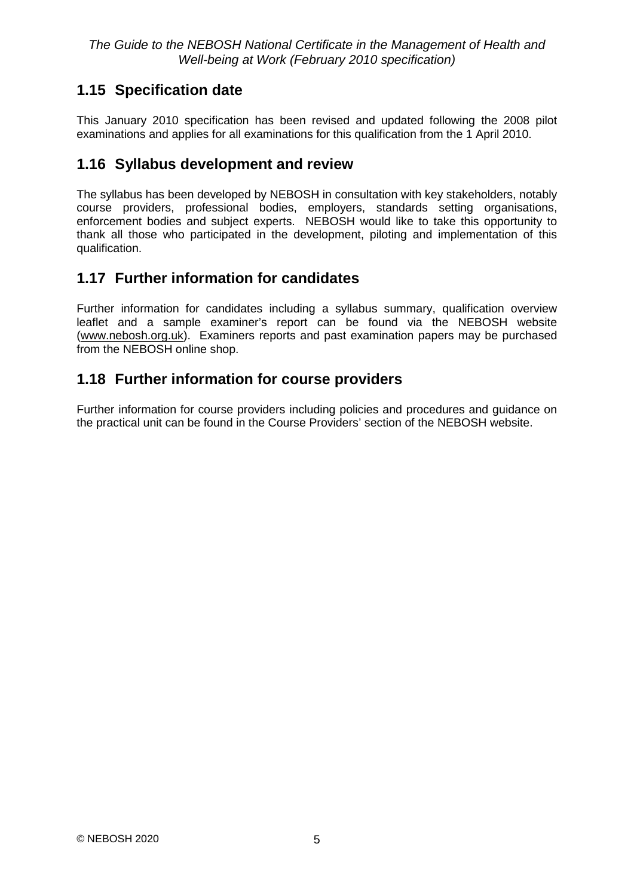## 1.15 Specification date

This January 2010 specification has been revised and updated following the 2008 pilot examinations and applies for all examinations for this qualification from the 1 April 2010.

## 1.16 Syllabus development and review

The syllabus has been developed by NEBOSH in consultation with key stakeholders, notably course providers, professional bodies, employers, standards setting organisations, enforcement bodies and subject experts. NEBOSH would like to take this opportunity to thank all those who participated in the development, piloting and implementation of this qualification.

## 1.17 Further information for candidates

Further information for candidates including a syllabus summary, qualification overview leaflet and a sample examiner's report can be found via the NEBOSH website (www.nebosh.org.uk). Examiners reports and past examination papers may be purchased from the NEBOSH online shop.

## 1.18 Further information for course providers

Further information for course providers including policies and procedures and guidance on the practical unit can be found in the Course Providers' section of the NEBOSH website.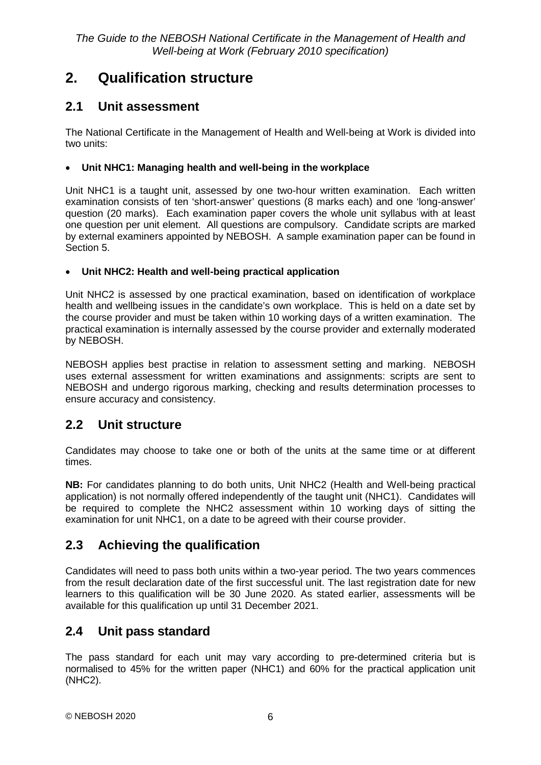# 2. Qualification structure

## 2.1 Unit assessment

The National Certificate in the Management of Health and Well-being at Work is divided into two units:

- **Unit NHC1: Managing health and well-being in the workplace**

Unit NHC1 is a taught unit, assessed by one two-hour written examination. Each written examination consists of ten 'short-answer' questions (8 marks each) and one 'long-answer' question (20 marks). Each examination paper covers the whole unit syllabus with at least one question per unit element. All questions are compulsory. Candidate scripts are marked by external examiners appointed by NEBOSH. A sample examination paper can be found in Section 5.

- **Unit NHC2: Health and well-being practical application**

Unit NHC2 is assessed by one practical examination, based on identification of workplace health and wellbeing issues in the candidate's own workplace. This is held on a date set by the course provider and must be taken within 10 working days of a written examination. The practical examination is internally assessed by the course provider and externally moderated by NEBOSH.

NEBOSH applies best practise in relation to assessment setting and marking. NEBOSH uses external assessment for written examinations and assignments: scripts are sent to NEBOSH and undergo rigorous marking, checking and results determination processes to ensure accuracy and consistency.

## 2.2 Unit structure

Candidates may choose to take one or both of the units at the same time or at different times.

**NB:** For candidates planning to do both units, Unit NHC2 (Health and Well-being practical application) is not normally offered independently of the taught unit (NHC1). Candidates will be required to complete the NHC2 assessment within 10 working days of sitting the examination for unit NHC1, on a date to be agreed with their course provider.

## 2.3 Achieving the qualification

Candidates will need to pass both units within a two-year period. The two years commences from the result declaration date of the first successful unit. The last registration date for new learners to this qualification will be 30 June 2020. As stated earlier, assessments will be available for this qualification up until 31 December 2021.

## 2.4 Unit pass standard

The pass standard for each unit may vary according to pre-determined criteria but is normalised to 45% for the written paper (NHC1) and 60% for the practical application unit (NHC2).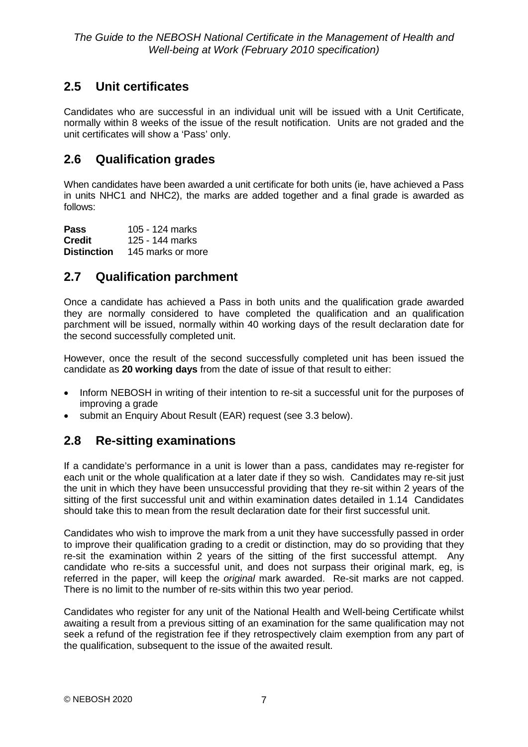## 2.5 Unit certificates

Candidates who are successful in an individual unit will be issued with a Unit Certificate, normally within 8 weeks of the issue of the result notification. Units are not graded and the unit certificates will show a 'Pass' only.

## 2.6 Qualification grades

When candidates have been awarded a unit certificate for both units (ie, have achieved a Pass in units NHC1 and NHC2), the marks are added together and a final grade is awarded as follows:

| | |
|---|---|
| **Pass** | 105 - 124 marks |
| **Credit** | 125 - 144 marks |
| **Distinction** | 145 marks or more |

## 2.7 Qualification parchment

Once a candidate has achieved a Pass in both units and the qualification grade awarded they are normally considered to have completed the qualification and an qualification parchment will be issued, normally within 40 working days of the result declaration date for the second successfully completed unit.

However, once the result of the second successfully completed unit has been issued the candidate as **20 working days** from the date of issue of that result to either:

- Inform NEBOSH in writing of their intention to re-sit a successful unit for the purposes of improving a grade
- submit an Enquiry About Result (EAR) request (see 3.3 below).

## 2.8 Re-sitting examinations

If a candidate's performance in a unit is lower than a pass, candidates may re-register for each unit or the whole qualification at a later date if they so wish. Candidates may re-sit just the unit in which they have been unsuccessful providing that they re-sit within 2 years of the sitting of the first successful unit and within examination dates detailed in 1.14 Candidates should take this to mean from the result declaration date for their first successful unit.

Candidates who wish to improve the mark from a unit they have successfully passed in order to improve their qualification grading to a credit or distinction, may do so providing that they re-sit the examination within 2 years of the sitting of the first successful attempt. Any candidate who re-sits a successful unit, and does not surpass their original mark, eg, is referred in the paper, will keep the *original* mark awarded. Re-sit marks are not capped. There is no limit to the number of re-sits within this two year period.

Candidates who register for any unit of the National Health and Well-being Certificate whilst awaiting a result from a previous sitting of an examination for the same qualification may not seek a refund of the registration fee if they retrospectively claim exemption from any part of the qualification, subsequent to the issue of the awaited result.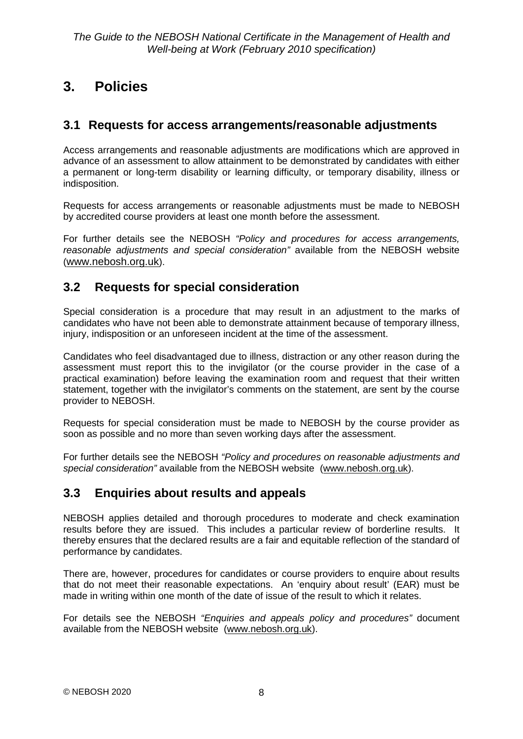# 3. Policies

## 3.1 Requests for access arrangements/reasonable adjustments

Access arrangements and reasonable adjustments are modifications which are approved in advance of an assessment to allow attainment to be demonstrated by candidates with either a permanent or long-term disability or learning difficulty, or temporary disability, illness or indisposition.

Requests for access arrangements or reasonable adjustments must be made to NEBOSH by accredited course providers at least one month before the assessment.

For further details see the NEBOSH *"Policy and procedures for access arrangements, reasonable adjustments and special consideration"* available from the NEBOSH website (www.nebosh.org.uk).

## 3.2 Requests for special consideration

Special consideration is a procedure that may result in an adjustment to the marks of candidates who have not been able to demonstrate attainment because of temporary illness, injury, indisposition or an unforeseen incident at the time of the assessment.

Candidates who feel disadvantaged due to illness, distraction or any other reason during the assessment must report this to the invigilator (or the course provider in the case of a practical examination) before leaving the examination room and request that their written statement, together with the invigilator's comments on the statement, are sent by the course provider to NEBOSH.

Requests for special consideration must be made to NEBOSH by the course provider as soon as possible and no more than seven working days after the assessment.

For further details see the NEBOSH *"Policy and procedures on reasonable adjustments and special consideration"* available from the NEBOSH website (www.nebosh.org.uk).

## 3.3 Enquiries about results and appeals

NEBOSH applies detailed and thorough procedures to moderate and check examination results before they are issued. This includes a particular review of borderline results. It thereby ensures that the declared results are a fair and equitable reflection of the standard of performance by candidates.

There are, however, procedures for candidates or course providers to enquire about results that do not meet their reasonable expectations. An 'enquiry about result' (EAR) must be made in writing within one month of the date of issue of the result to which it relates.

For details see the NEBOSH *"Enquiries and appeals policy and procedures"* document available from the NEBOSH website (www.nebosh.org.uk).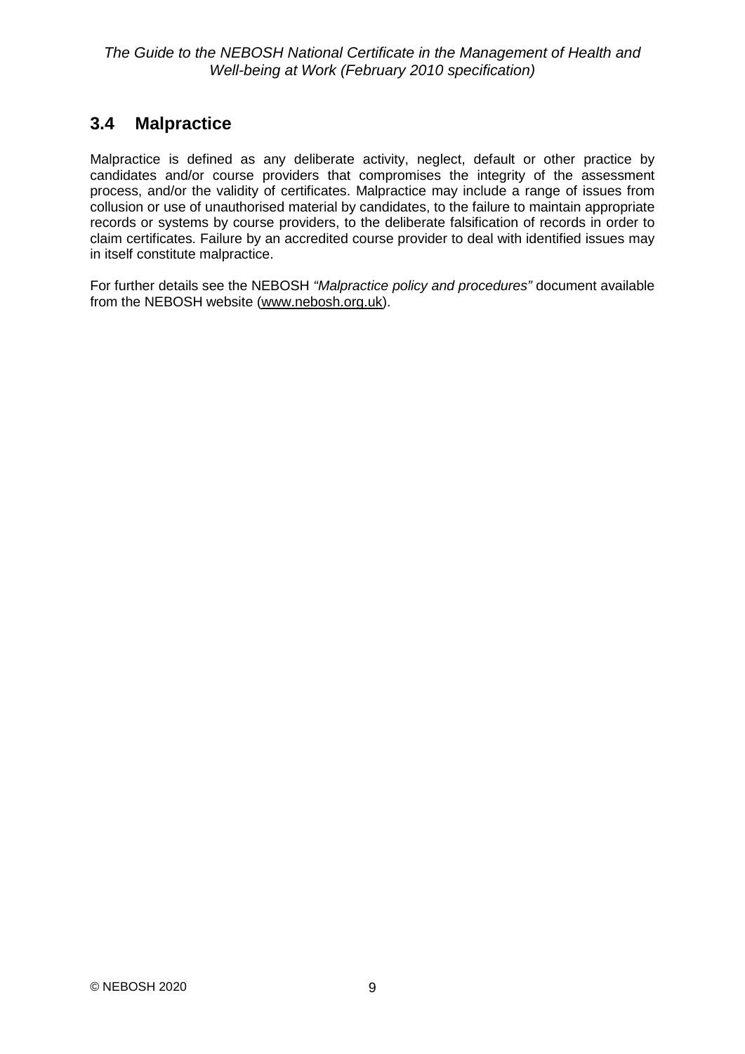## 3.4 Malpractice

Malpractice is defined as any deliberate activity, neglect, default or other practice by candidates and/or course providers that compromises the integrity of the assessment process, and/or the validity of certificates. Malpractice may include a range of issues from collusion or use of unauthorised material by candidates, to the failure to maintain appropriate records or systems by course providers, to the deliberate falsification of records in order to claim certificates. Failure by an accredited course provider to deal with identified issues may in itself constitute malpractice.

For further details see the NEBOSH *"Malpractice policy and procedures"* document available from the NEBOSH website (www.nebosh.org.uk).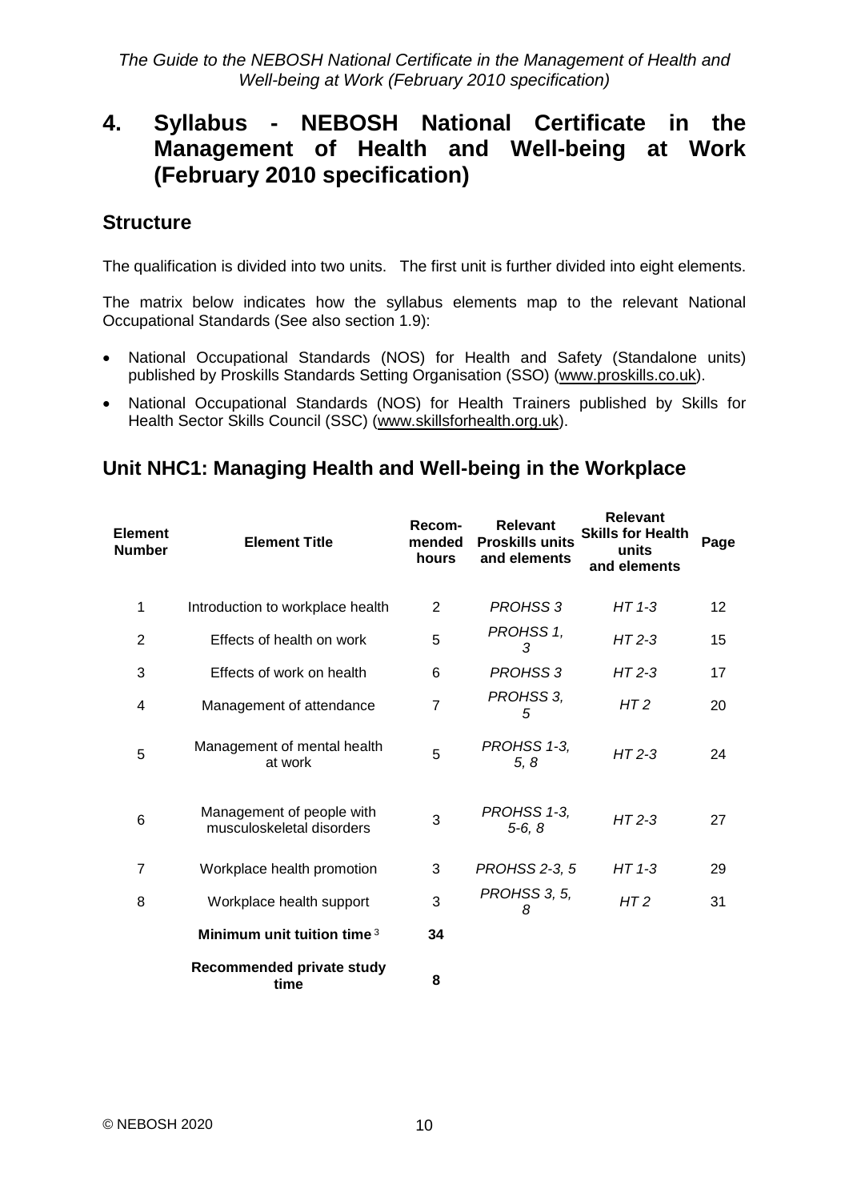# 4. Syllabus - NEBOSH National Certificate in the Management of Health and Well-being at Work (February 2010 specification)

## Structure

The qualification is divided into two units. The first unit is further divided into eight elements.

The matrix below indicates how the syllabus elements map to the relevant National Occupational Standards (See also section 1.9):

- National Occupational Standards (NOS) for Health and Safety (Standalone units) published by Proskills Standards Setting Organisation (SSO) (www.proskills.co.uk).
- National Occupational Standards (NOS) for Health Trainers published by Skills for Health Sector Skills Council (SSC) (www.skillsforhealth.org.uk).

## Unit NHC1: Managing Health and Well-being in the Workplace

| Element Number | Element Title | Recom-mended hours | Relevant Proskills units and elements | Relevant Skills for Health units and elements | Page |
|---|---|---|---|---|---|
| 1 | Introduction to workplace health | 2 | *PROHSS 3* | *HT 1-3* | 12 |
| 2 | Effects of health on work | 5 | *PROHSS 1, 3* | *HT 2-3* | 15 |
| 3 | Effects of work on health | 6 | *PROHSS 3* | *HT 2-3* | 17 |
| 4 | Management of attendance | 7 | *PROHSS 3, 5* | *HT 2* | 20 |
| 5 | Management of mental health at work | 5 | *PROHSS 1-3, 5, 8* | *HT 2-3* | 24 |
| 6 | Management of people with musculoskeletal disorders | 3 | *PROHSS 1-3, 5-6, 8* | *HT 2-3* | 27 |
| 7 | Workplace health promotion | 3 | *PROHSS 2-3, 5* | *HT 1-3* | 29 |
| 8 | Workplace health support | 3 | *PROHSS 3, 5, 8* | *HT 2* | 31 |
| | **Minimum unit tuition time** [3] | **34** | | | |
| | **Recommended private study time** | **8** | | | |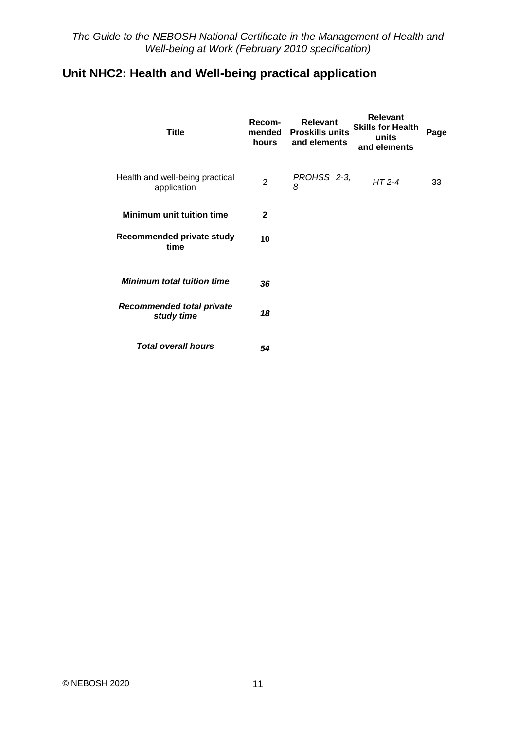## Unit NHC2: Health and Well-being practical application

| Title | Recom-mended hours | Relevant Proskills units and elements | Relevant Skills for Health units and elements | Page |
|---|---|---|---|---|
| Health and well-being practical application | 2 | *PROHSS 2-3, 8* | *HT 2-4* | 33 |
| **Minimum unit tuition time** | **2** | | | |
| **Recommended private study time** | **10** | | | |
| ***Minimum total tuition time*** | ***36*** | | | |
| ***Recommended total private study time*** | ***18*** | | | |
| ***Total overall hours*** | ***54*** | | | |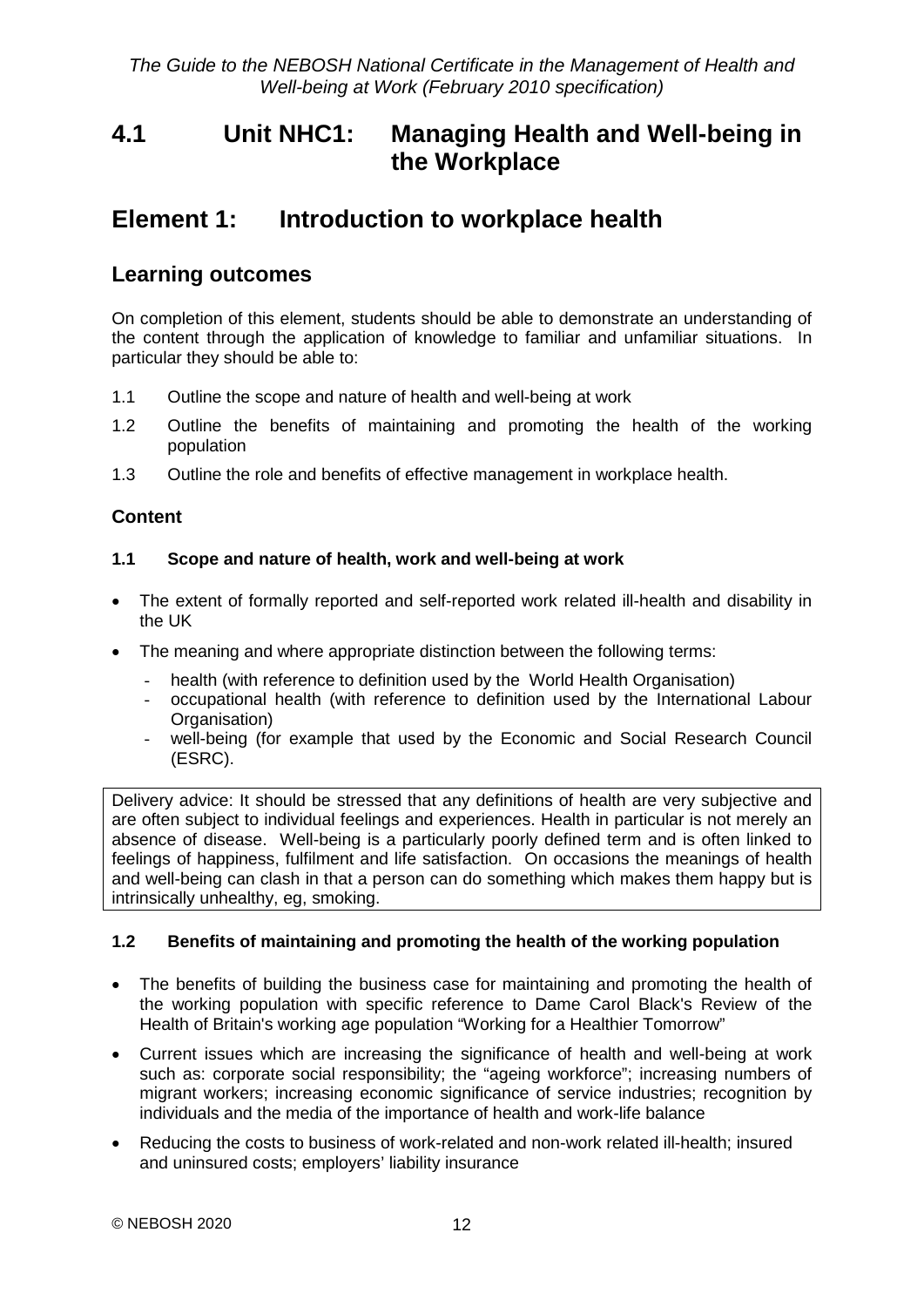# 4.1 Unit NHC1: Managing Health and Well-being in the Workplace

## Element 1: Introduction to workplace health

### Learning outcomes

On completion of this element, students should be able to demonstrate an understanding of the content through the application of knowledge to familiar and unfamiliar situations. In particular they should be able to:

1.1 Outline the scope and nature of health and well-being at work

1.2 Outline the benefits of maintaining and promoting the health of the working population

1.3 Outline the role and benefits of effective management in workplace health.

### Content

#### 1.1 Scope and nature of health, work and well-being at work

- The extent of formally reported and self-reported work related ill-health and disability in the UK
- The meaning and where appropriate distinction between the following terms:
  - health (with reference to definition used by the World Health Organisation)
  - occupational health (with reference to definition used by the International Labour Organisation)
  - well-being (for example that used by the Economic and Social Research Council (ESRC).

Delivery advice: It should be stressed that any definitions of health are very subjective and are often subject to individual feelings and experiences. Health in particular is not merely an absence of disease. Well-being is a particularly poorly defined term and is often linked to feelings of happiness, fulfilment and life satisfaction. On occasions the meanings of health and well-being can clash in that a person can do something which makes them happy but is intrinsically unhealthy, eg, smoking.

#### 1.2 Benefits of maintaining and promoting the health of the working population

- The benefits of building the business case for maintaining and promoting the health of the working population with specific reference to Dame Carol Black's Review of the Health of Britain's working age population "Working for a Healthier Tomorrow"
- Current issues which are increasing the significance of health and well-being at work such as: corporate social responsibility; the "ageing workforce"; increasing numbers of migrant workers; increasing economic significance of service industries; recognition by individuals and the media of the importance of health and work-life balance
- Reducing the costs to business of work-related and non-work related ill-health; insured and uninsured costs; employers' liability insurance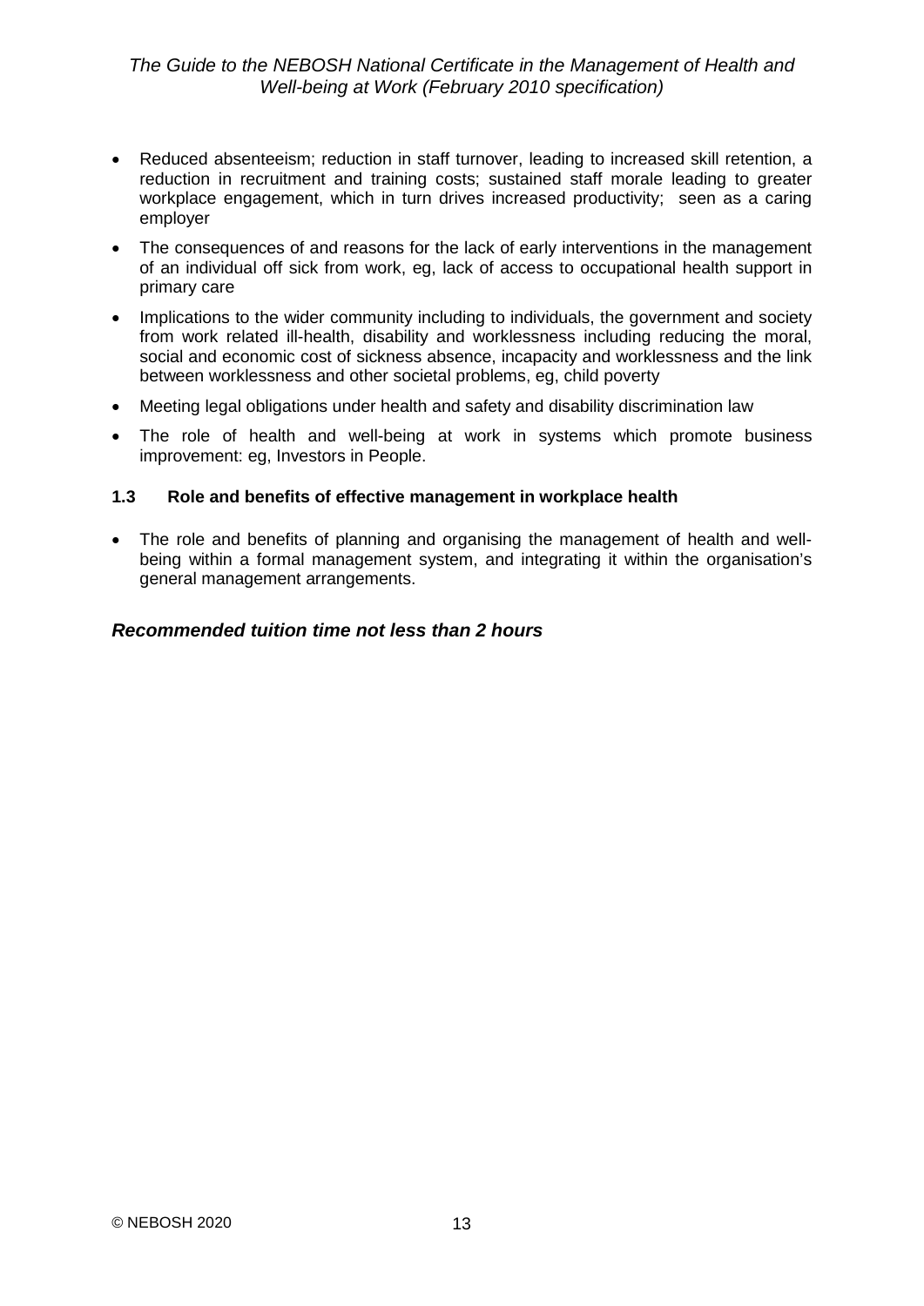- Reduced absenteeism; reduction in staff turnover, leading to increased skill retention, a reduction in recruitment and training costs; sustained staff morale leading to greater workplace engagement, which in turn drives increased productivity; seen as a caring employer
- The consequences of and reasons for the lack of early interventions in the management of an individual off sick from work, eg, lack of access to occupational health support in primary care
- Implications to the wider community including to individuals, the government and society from work related ill-health, disability and worklessness including reducing the moral, social and economic cost of sickness absence, incapacity and worklessness and the link between worklessness and other societal problems, eg, child poverty
- Meeting legal obligations under health and safety and disability discrimination law
- The role of health and well-being at work in systems which promote business improvement: eg, Investors in People.

### 1.3 Role and benefits of effective management in workplace health

- The role and benefits of planning and organising the management of health and well-being within a formal management system, and integrating it within the organisation's general management arrangements.

***Recommended tuition time not less than 2 hours***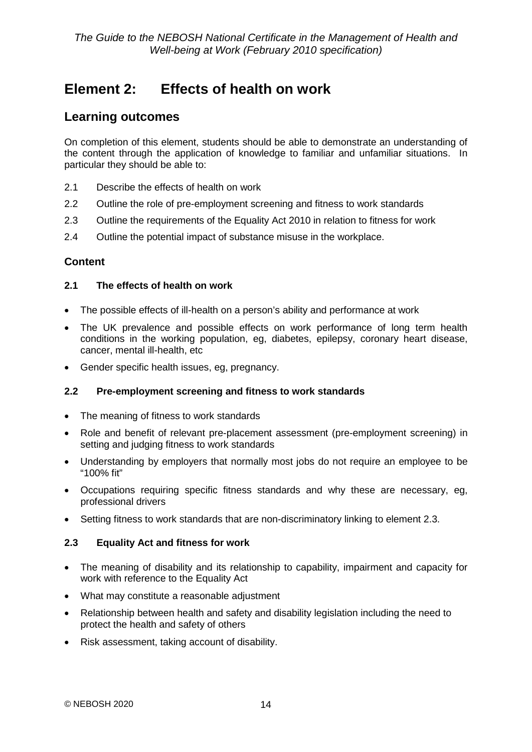# Element 2: Effects of health on work

## Learning outcomes

On completion of this element, students should be able to demonstrate an understanding of the content through the application of knowledge to familiar and unfamiliar situations. In particular they should be able to:

2.1 Describe the effects of health on work

2.2 Outline the role of pre-employment screening and fitness to work standards

2.3 Outline the requirements of the Equality Act 2010 in relation to fitness for work

2.4 Outline the potential impact of substance misuse in the workplace.

### Content

#### 2.1 The effects of health on work

- The possible effects of ill-health on a person's ability and performance at work
- The UK prevalence and possible effects on work performance of long term health conditions in the working population, eg, diabetes, epilepsy, coronary heart disease, cancer, mental ill-health, etc
- Gender specific health issues, eg, pregnancy.

#### 2.2 Pre-employment screening and fitness to work standards

- The meaning of fitness to work standards
- Role and benefit of relevant pre-placement assessment (pre-employment screening) in setting and judging fitness to work standards
- Understanding by employers that normally most jobs do not require an employee to be "100% fit"
- Occupations requiring specific fitness standards and why these are necessary, eg, professional drivers
- Setting fitness to work standards that are non-discriminatory linking to element 2.3.

#### 2.3 Equality Act and fitness for work

- The meaning of disability and its relationship to capability, impairment and capacity for work with reference to the Equality Act
- What may constitute a reasonable adjustment
- Relationship between health and safety and disability legislation including the need to protect the health and safety of others
- Risk assessment, taking account of disability.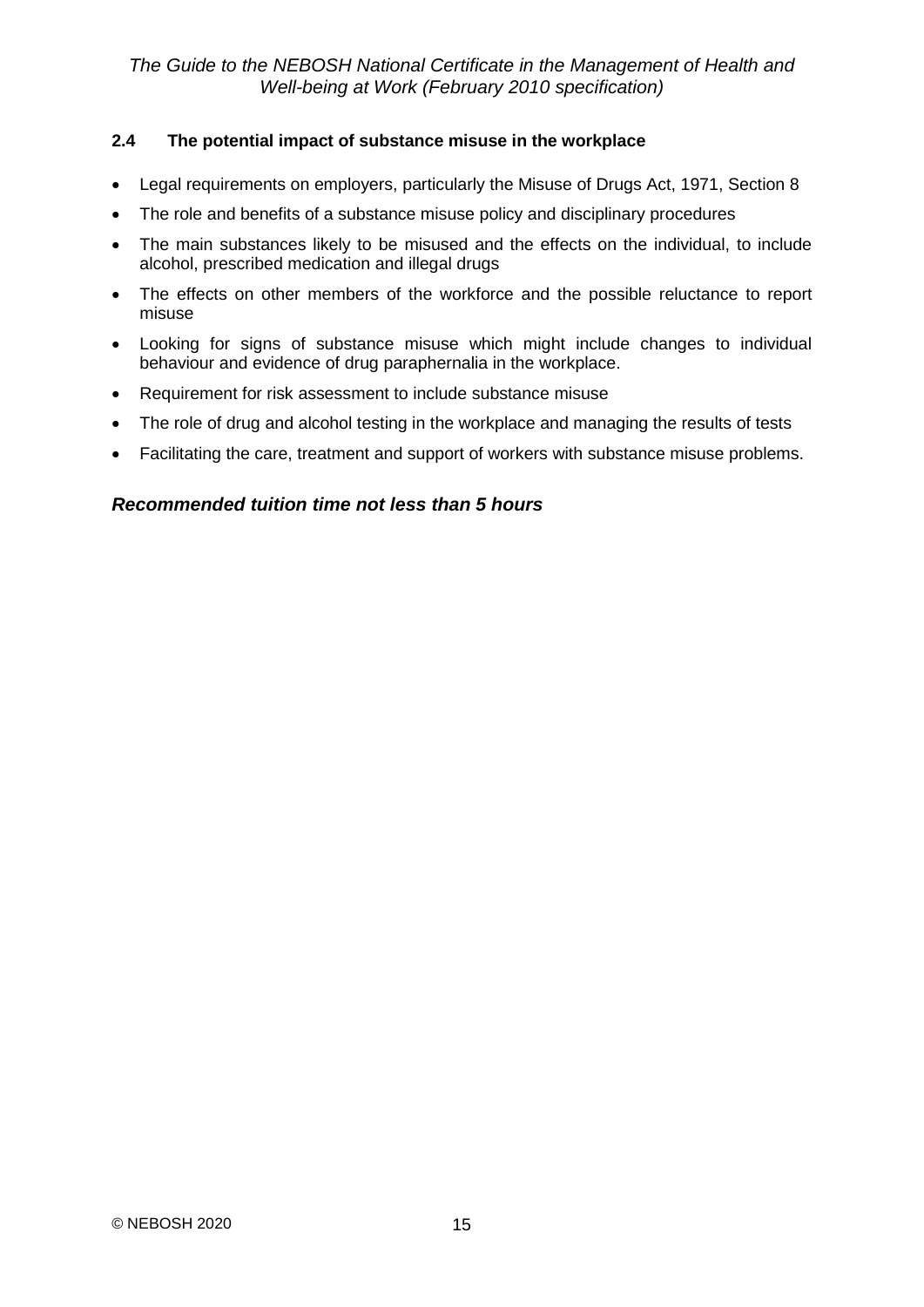### 2.4 The potential impact of substance misuse in the workplace

- Legal requirements on employers, particularly the Misuse of Drugs Act, 1971, Section 8
- The role and benefits of a substance misuse policy and disciplinary procedures
- The main substances likely to be misused and the effects on the individual, to include alcohol, prescribed medication and illegal drugs
- The effects on other members of the workforce and the possible reluctance to report misuse
- Looking for signs of substance misuse which might include changes to individual behaviour and evidence of drug paraphernalia in the workplace.
- Requirement for risk assessment to include substance misuse
- The role of drug and alcohol testing in the workplace and managing the results of tests
- Facilitating the care, treatment and support of workers with substance misuse problems.

***Recommended tuition time not less than 5 hours***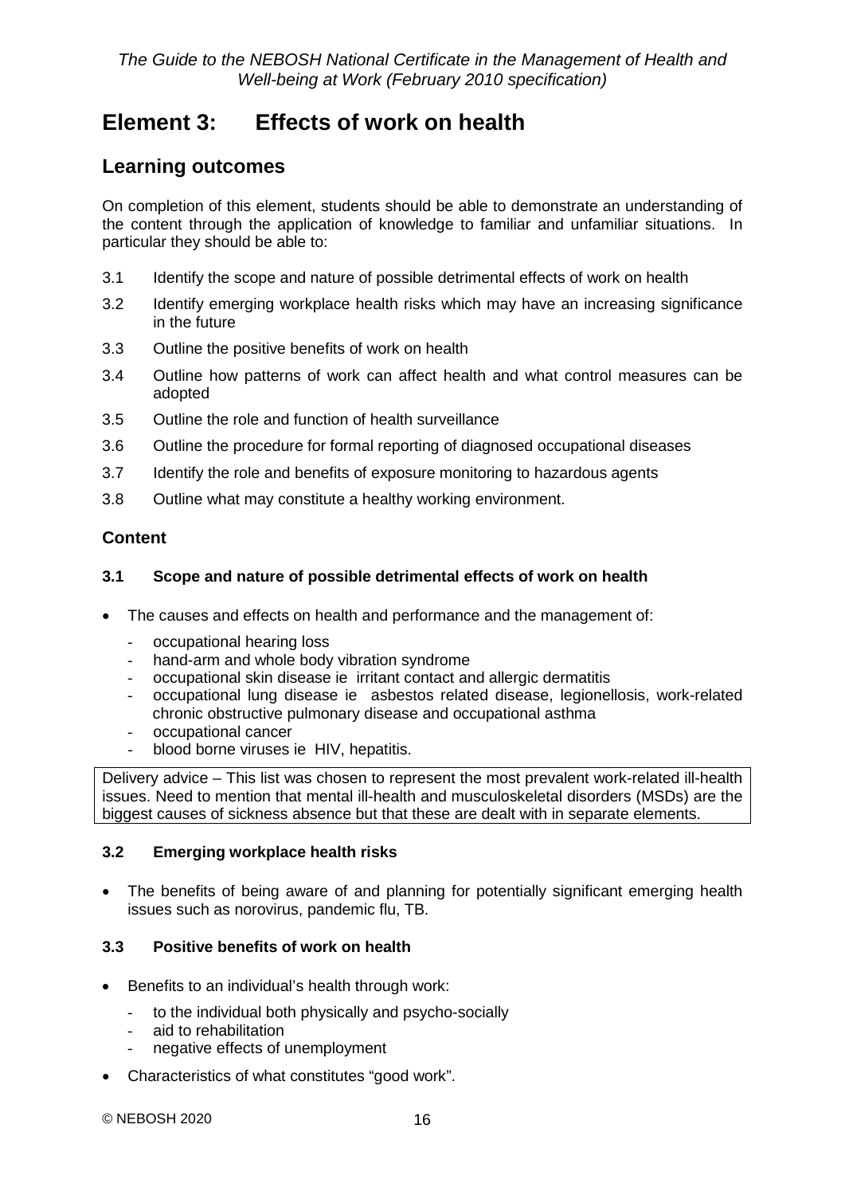# Element 3: Effects of work on health

## Learning outcomes

On completion of this element, students should be able to demonstrate an understanding of the content through the application of knowledge to familiar and unfamiliar situations. In particular they should be able to:

- 3.1 Identify the scope and nature of possible detrimental effects of work on health
- 3.2 Identify emerging workplace health risks which may have an increasing significance in the future
- 3.3 Outline the positive benefits of work on health
- 3.4 Outline how patterns of work can affect health and what control measures can be adopted
- 3.5 Outline the role and function of health surveillance
- 3.6 Outline the procedure for formal reporting of diagnosed occupational diseases
- 3.7 Identify the role and benefits of exposure monitoring to hazardous agents
- 3.8 Outline what may constitute a healthy working environment.

### Content

#### 3.1 Scope and nature of possible detrimental effects of work on health

- The causes and effects on health and performance and the management of:
  - occupational hearing loss
  - hand-arm and whole body vibration syndrome
  - occupational skin disease ie irritant contact and allergic dermatitis
  - occupational lung disease ie asbestos related disease, legionellosis, work-related chronic obstructive pulmonary disease and occupational asthma
  - occupational cancer
  - blood borne viruses ie HIV, hepatitis.

> Delivery advice – This list was chosen to represent the most prevalent work-related ill-health issues. Need to mention that mental ill-health and musculoskeletal disorders (MSDs) are the biggest causes of sickness absence but that these are dealt with in separate elements.

#### 3.2 Emerging workplace health risks

- The benefits of being aware of and planning for potentially significant emerging health issues such as norovirus, pandemic flu, TB.

#### 3.3 Positive benefits of work on health

- Benefits to an individual's health through work:
  - to the individual both physically and psycho-socially
  - aid to rehabilitation
  - negative effects of unemployment
- Characteristics of what constitutes "good work".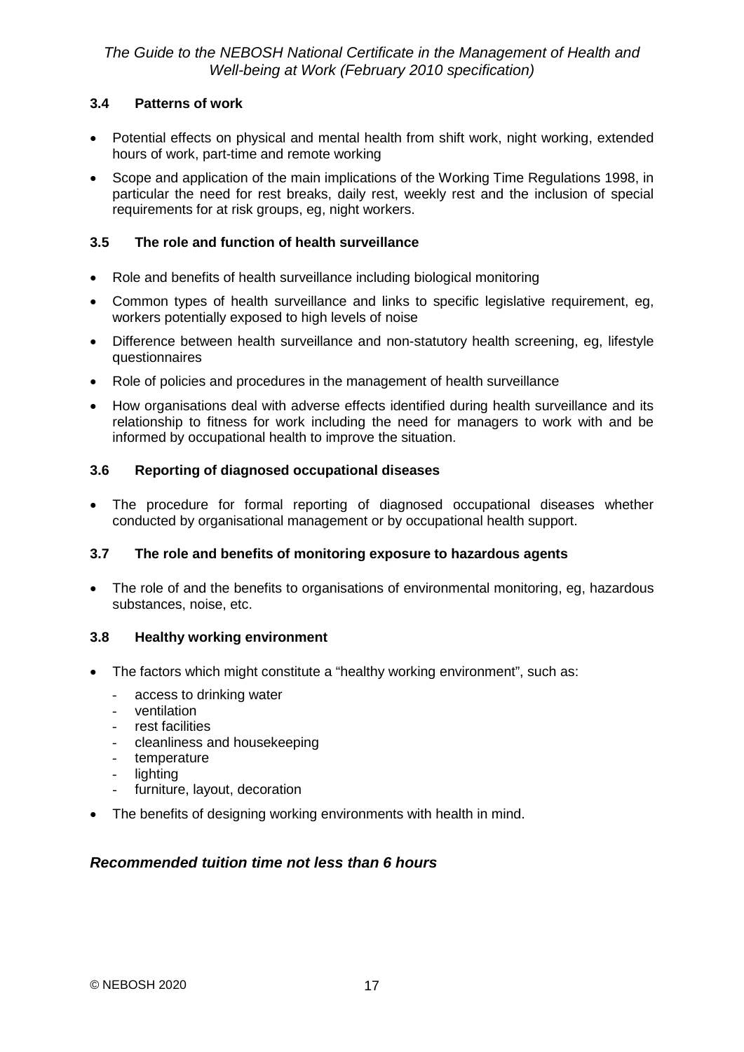### 3.4 Patterns of work

- Potential effects on physical and mental health from shift work, night working, extended hours of work, part-time and remote working
- Scope and application of the main implications of the Working Time Regulations 1998, in particular the need for rest breaks, daily rest, weekly rest and the inclusion of special requirements for at risk groups, eg, night workers.

### 3.5 The role and function of health surveillance

- Role and benefits of health surveillance including biological monitoring
- Common types of health surveillance and links to specific legislative requirement, eg, workers potentially exposed to high levels of noise
- Difference between health surveillance and non-statutory health screening, eg, lifestyle questionnaires
- Role of policies and procedures in the management of health surveillance
- How organisations deal with adverse effects identified during health surveillance and its relationship to fitness for work including the need for managers to work with and be informed by occupational health to improve the situation.

### 3.6 Reporting of diagnosed occupational diseases

- The procedure for formal reporting of diagnosed occupational diseases whether conducted by organisational management or by occupational health support.

### 3.7 The role and benefits of monitoring exposure to hazardous agents

- The role of and the benefits to organisations of environmental monitoring, eg, hazardous substances, noise, etc.

### 3.8 Healthy working environment

- The factors which might constitute a "healthy working environment", such as:
  - access to drinking water
  - ventilation
  - rest facilities
  - cleanliness and housekeeping
  - temperature
  - lighting
  - furniture, layout, decoration
- The benefits of designing working environments with health in mind.

***Recommended tuition time not less than 6 hours***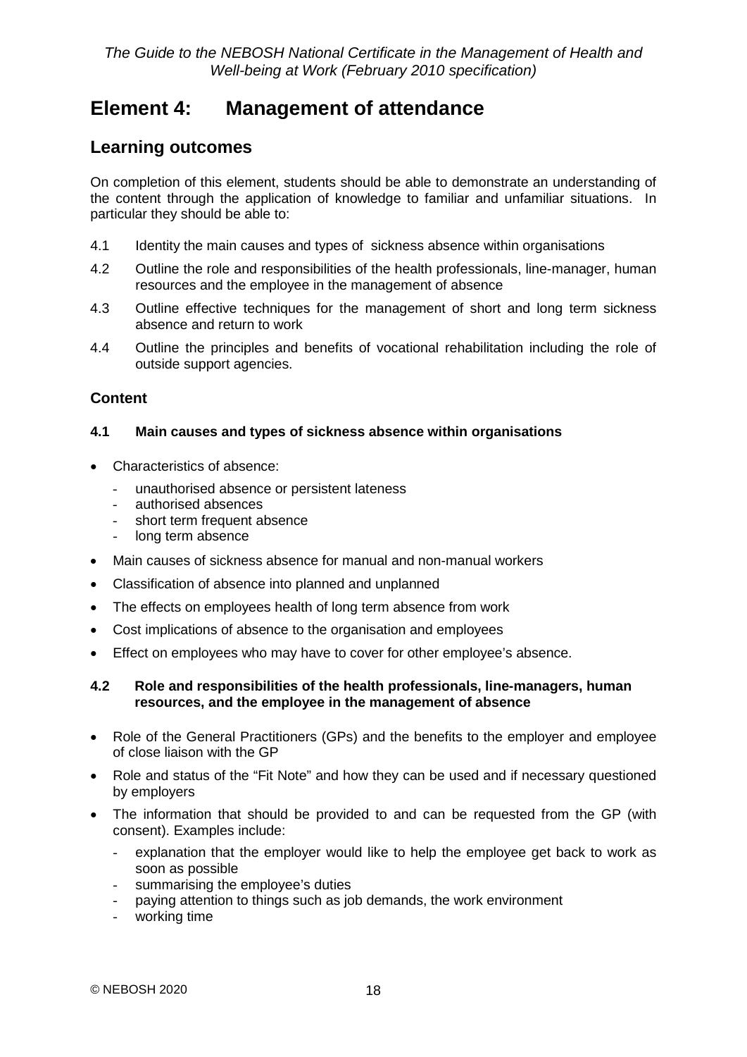# Element 4: Management of attendance

## Learning outcomes

On completion of this element, students should be able to demonstrate an understanding of the content through the application of knowledge to familiar and unfamiliar situations. In particular they should be able to:

- 4.1 Identity the main causes and types of sickness absence within organisations
- 4.2 Outline the role and responsibilities of the health professionals, line-manager, human resources and the employee in the management of absence
- 4.3 Outline effective techniques for the management of short and long term sickness absence and return to work
- 4.4 Outline the principles and benefits of vocational rehabilitation including the role of outside support agencies.

### Content

#### 4.1 Main causes and types of sickness absence within organisations

- Characteristics of absence:
  - unauthorised absence or persistent lateness
  - authorised absences
  - short term frequent absence
  - long term absence
- Main causes of sickness absence for manual and non-manual workers
- Classification of absence into planned and unplanned
- The effects on employees health of long term absence from work
- Cost implications of absence to the organisation and employees
- Effect on employees who may have to cover for other employee's absence.

#### 4.2 Role and responsibilities of the health professionals, line-managers, human resources, and the employee in the management of absence

- Role of the General Practitioners (GPs) and the benefits to the employer and employee of close liaison with the GP
- Role and status of the "Fit Note" and how they can be used and if necessary questioned by employers
- The information that should be provided to and can be requested from the GP (with consent). Examples include:
  - explanation that the employer would like to help the employee get back to work as soon as possible
  - summarising the employee's duties
  - paying attention to things such as job demands, the work environment
  - working time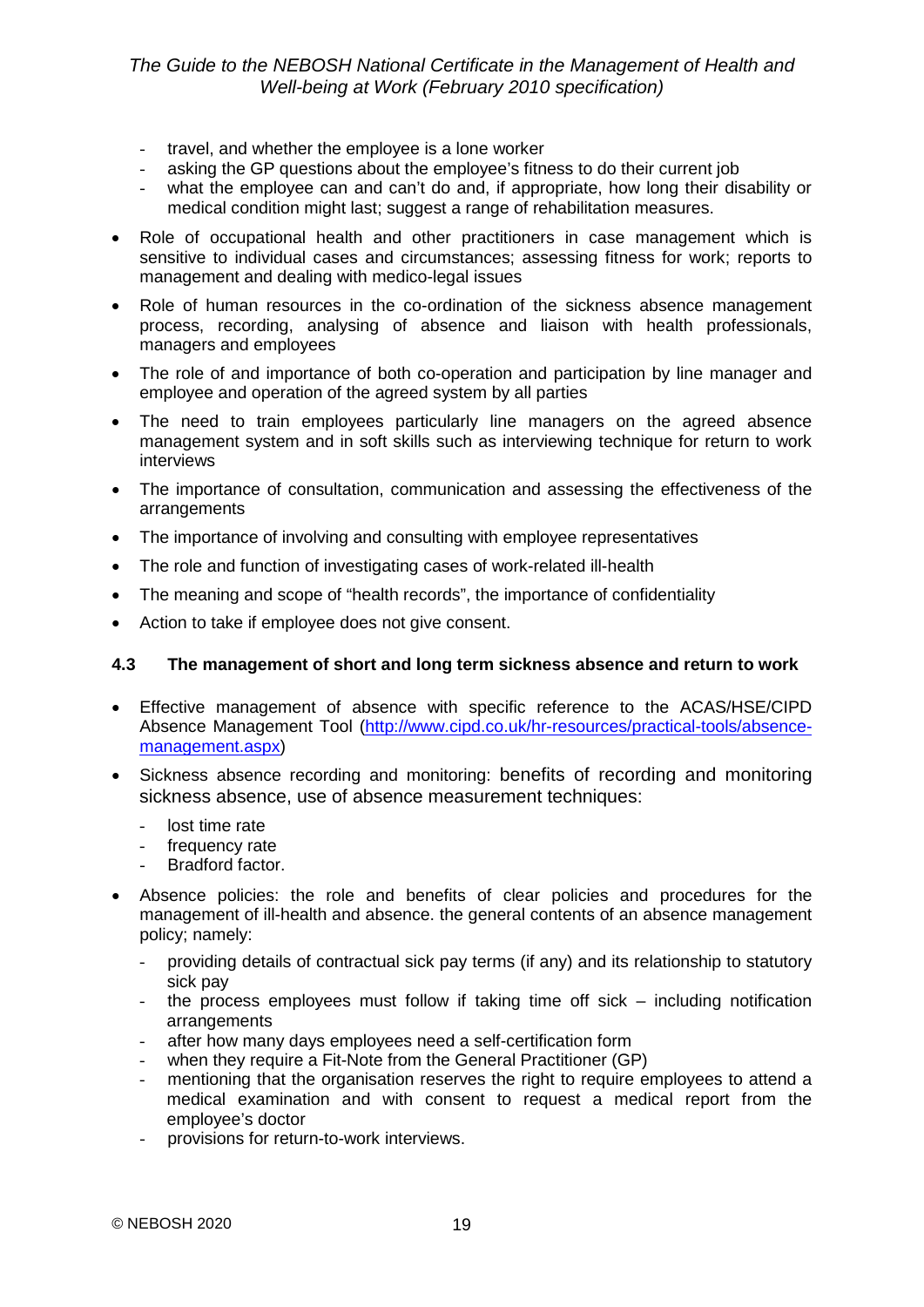- travel, and whether the employee is a lone worker
- asking the GP questions about the employee's fitness to do their current job
- what the employee can and can't do and, if appropriate, how long their disability or medical condition might last; suggest a range of rehabilitation measures.

- Role of occupational health and other practitioners in case management which is sensitive to individual cases and circumstances; assessing fitness for work; reports to management and dealing with medico-legal issues
- Role of human resources in the co-ordination of the sickness absence management process, recording, analysing of absence and liaison with health professionals, managers and employees
- The role of and importance of both co-operation and participation by line manager and employee and operation of the agreed system by all parties
- The need to train employees particularly line managers on the agreed absence management system and in soft skills such as interviewing technique for return to work interviews
- The importance of consultation, communication and assessing the effectiveness of the arrangements
- The importance of involving and consulting with employee representatives
- The role and function of investigating cases of work-related ill-health
- The meaning and scope of "health records", the importance of confidentiality
- Action to take if employee does not give consent.

### 4.3 The management of short and long term sickness absence and return to work

- Effective management of absence with specific reference to the ACAS/HSE/CIPD Absence Management Tool (http://www.cipd.co.uk/hr-resources/practical-tools/absence-management.aspx)
- Sickness absence recording and monitoring: benefits of recording and monitoring sickness absence, use of absence measurement techniques:
  - lost time rate
  - frequency rate
  - Bradford factor.
- Absence policies: the role and benefits of clear policies and procedures for the management of ill-health and absence. the general contents of an absence management policy; namely:
  - providing details of contractual sick pay terms (if any) and its relationship to statutory sick pay
  - the process employees must follow if taking time off sick – including notification arrangements
  - after how many days employees need a self-certification form
  - when they require a Fit-Note from the General Practitioner (GP)
  - mentioning that the organisation reserves the right to require employees to attend a medical examination and with consent to request a medical report from the employee's doctor
  - provisions for return-to-work interviews.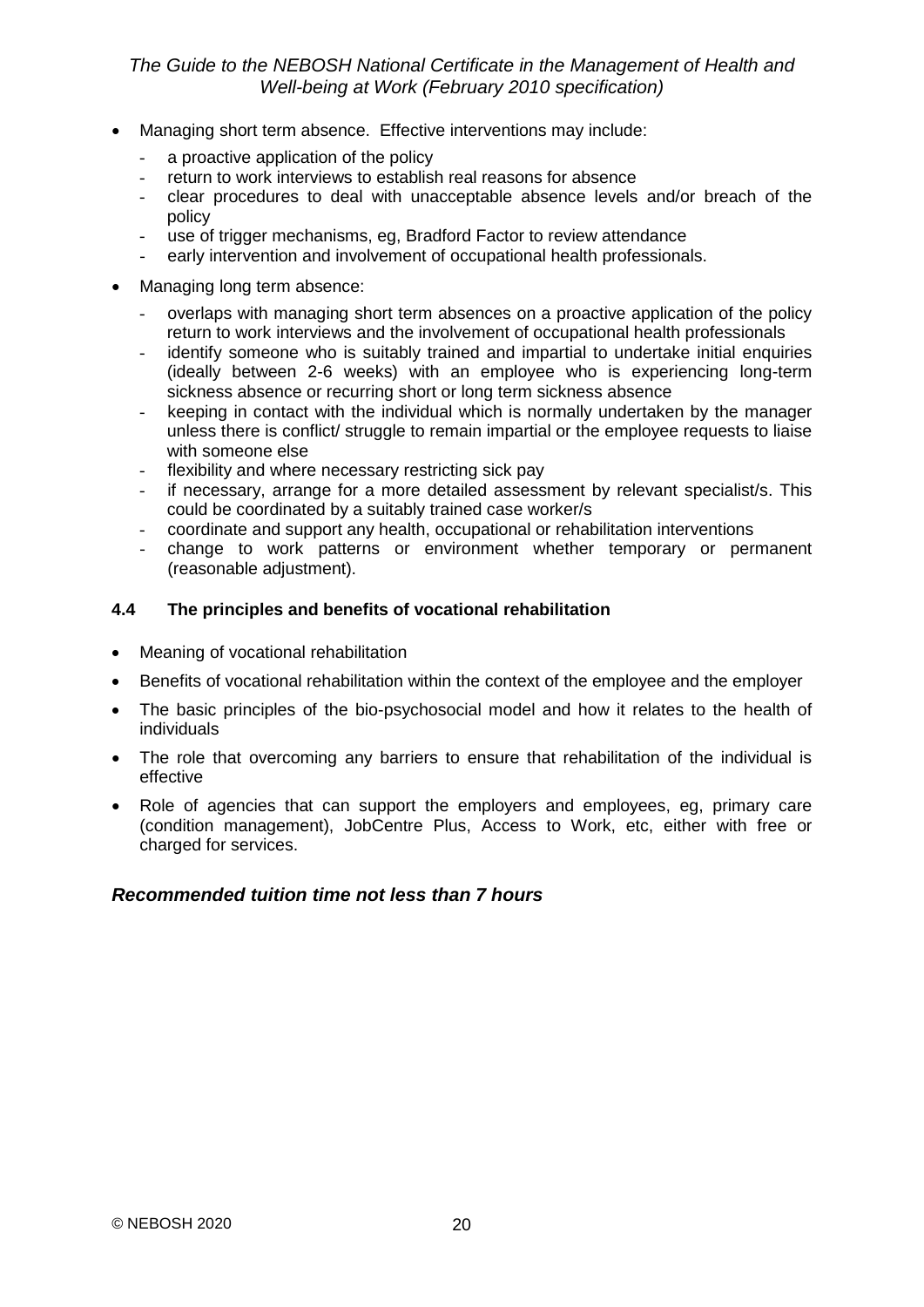- Managing short term absence. Effective interventions may include:
  - a proactive application of the policy
  - return to work interviews to establish real reasons for absence
  - clear procedures to deal with unacceptable absence levels and/or breach of the policy
  - use of trigger mechanisms, eg, Bradford Factor to review attendance
  - early intervention and involvement of occupational health professionals.
- Managing long term absence:
  - overlaps with managing short term absences on a proactive application of the policy return to work interviews and the involvement of occupational health professionals
  - identify someone who is suitably trained and impartial to undertake initial enquiries (ideally between 2-6 weeks) with an employee who is experiencing long-term sickness absence or recurring short or long term sickness absence
  - keeping in contact with the individual which is normally undertaken by the manager unless there is conflict/ struggle to remain impartial or the employee requests to liaise with someone else
  - flexibility and where necessary restricting sick pay
  - if necessary, arrange for a more detailed assessment by relevant specialist/s. This could be coordinated by a suitably trained case worker/s
  - coordinate and support any health, occupational or rehabilitation interventions
  - change to work patterns or environment whether temporary or permanent (reasonable adjustment).

#### 4.4 The principles and benefits of vocational rehabilitation

- Meaning of vocational rehabilitation
- Benefits of vocational rehabilitation within the context of the employee and the employer
- The basic principles of the bio-psychosocial model and how it relates to the health of individuals
- The role that overcoming any barriers to ensure that rehabilitation of the individual is effective
- Role of agencies that can support the employers and employees, eg, primary care (condition management), JobCentre Plus, Access to Work, etc, either with free or charged for services.

***Recommended tuition time not less than 7 hours***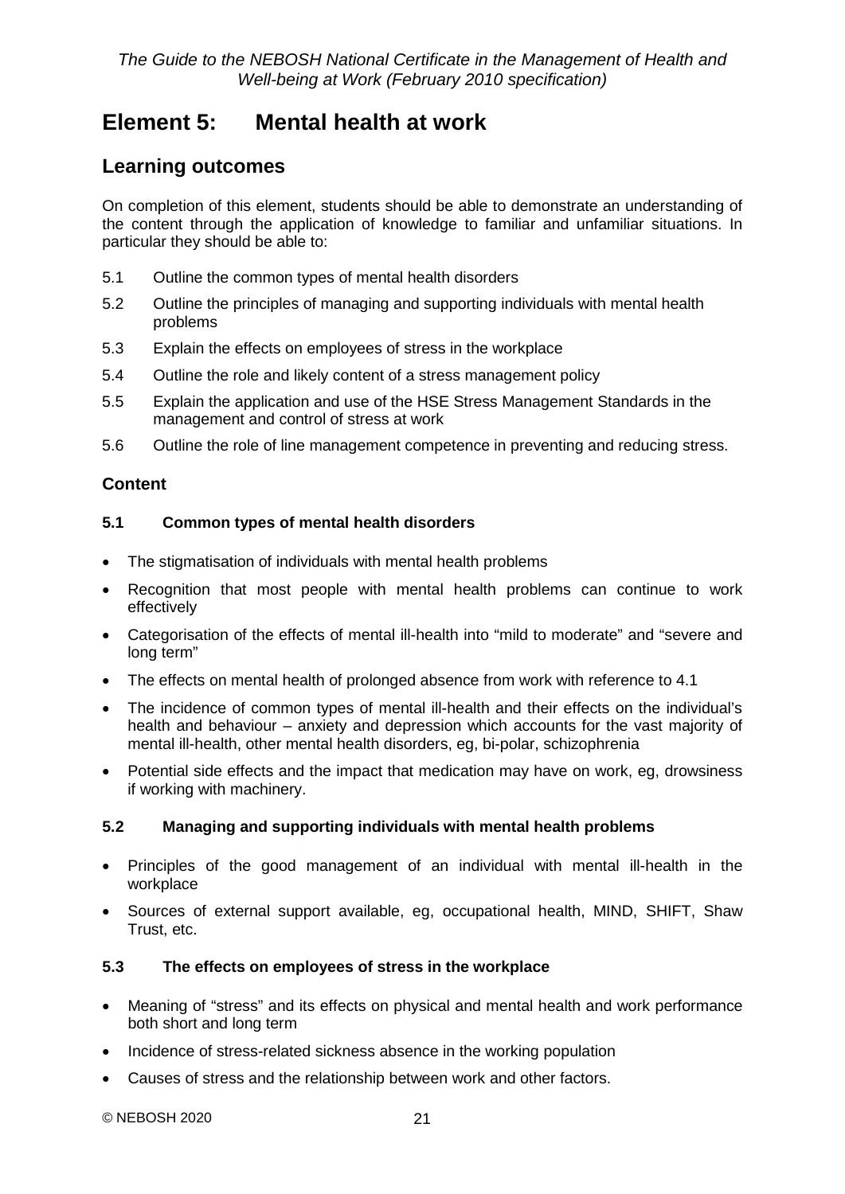# Element 5: Mental health at work

## Learning outcomes

On completion of this element, students should be able to demonstrate an understanding of the content through the application of knowledge to familiar and unfamiliar situations. In particular they should be able to:

5.1 Outline the common types of mental health disorders

5.2 Outline the principles of managing and supporting individuals with mental health problems

5.3 Explain the effects on employees of stress in the workplace

5.4 Outline the role and likely content of a stress management policy

5.5 Explain the application and use of the HSE Stress Management Standards in the management and control of stress at work

5.6 Outline the role of line management competence in preventing and reducing stress.

### Content

#### 5.1 Common types of mental health disorders

- The stigmatisation of individuals with mental health problems
- Recognition that most people with mental health problems can continue to work effectively
- Categorisation of the effects of mental ill-health into "mild to moderate" and "severe and long term"
- The effects on mental health of prolonged absence from work with reference to 4.1
- The incidence of common types of mental ill-health and their effects on the individual's health and behaviour – anxiety and depression which accounts for the vast majority of mental ill-health, other mental health disorders, eg, bi-polar, schizophrenia
- Potential side effects and the impact that medication may have on work, eg, drowsiness if working with machinery.

#### 5.2 Managing and supporting individuals with mental health problems

- Principles of the good management of an individual with mental ill-health in the workplace
- Sources of external support available, eg, occupational health, MIND, SHIFT, Shaw Trust, etc.

#### 5.3 The effects on employees of stress in the workplace

- Meaning of "stress" and its effects on physical and mental health and work performance both short and long term
- Incidence of stress-related sickness absence in the working population
- Causes of stress and the relationship between work and other factors.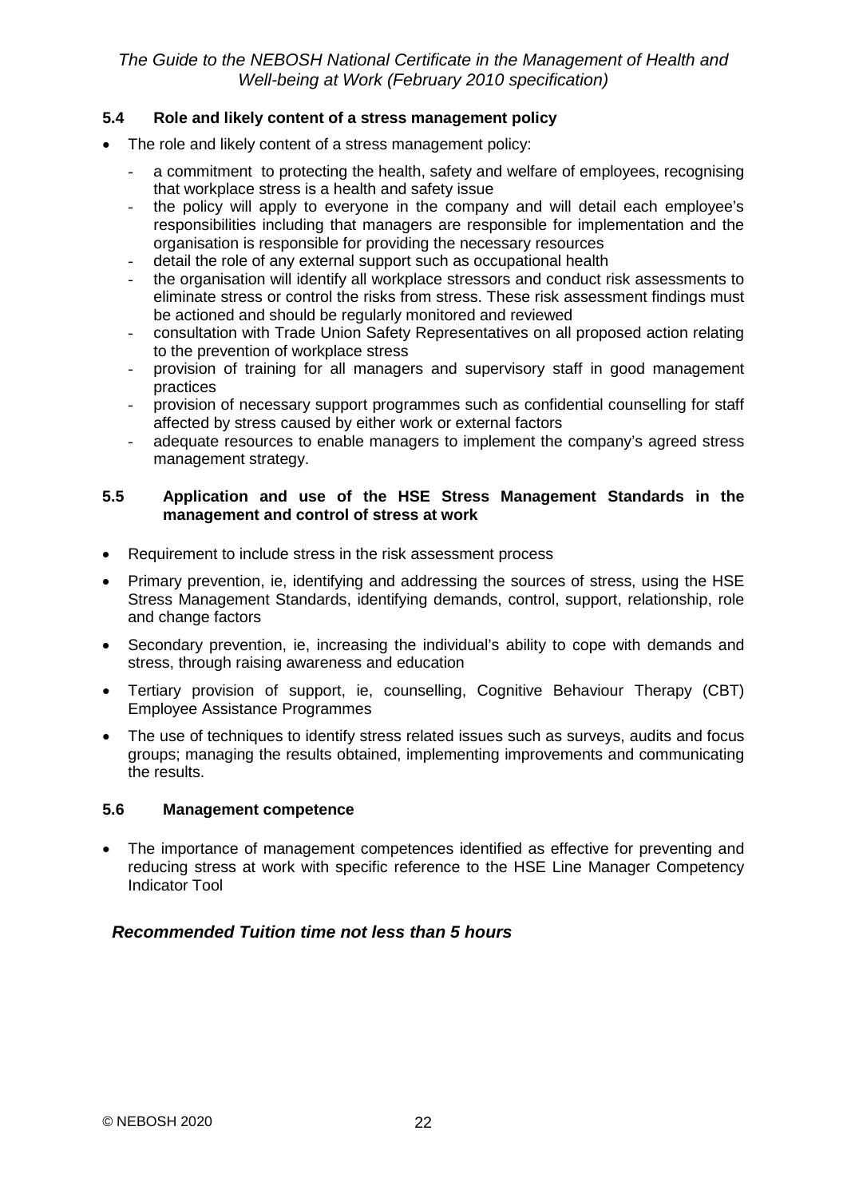### 5.4 Role and likely content of a stress management policy

- The role and likely content of a stress management policy:
  - a commitment to protecting the health, safety and welfare of employees, recognising that workplace stress is a health and safety issue
  - the policy will apply to everyone in the company and will detail each employee's responsibilities including that managers are responsible for implementation and the organisation is responsible for providing the necessary resources
  - detail the role of any external support such as occupational health
  - the organisation will identify all workplace stressors and conduct risk assessments to eliminate stress or control the risks from stress. These risk assessment findings must be actioned and should be regularly monitored and reviewed
  - consultation with Trade Union Safety Representatives on all proposed action relating to the prevention of workplace stress
  - provision of training for all managers and supervisory staff in good management practices
  - provision of necessary support programmes such as confidential counselling for staff affected by stress caused by either work or external factors
  - adequate resources to enable managers to implement the company's agreed stress management strategy.

### 5.5 Application and use of the HSE Stress Management Standards in the management and control of stress at work

- Requirement to include stress in the risk assessment process
- Primary prevention, ie, identifying and addressing the sources of stress, using the HSE Stress Management Standards, identifying demands, control, support, relationship, role and change factors
- Secondary prevention, ie, increasing the individual's ability to cope with demands and stress, through raising awareness and education
- Tertiary provision of support, ie, counselling, Cognitive Behaviour Therapy (CBT) Employee Assistance Programmes
- The use of techniques to identify stress related issues such as surveys, audits and focus groups; managing the results obtained, implementing improvements and communicating the results.

### 5.6 Management competence

- The importance of management competences identified as effective for preventing and reducing stress at work with specific reference to the HSE Line Manager Competency Indicator Tool

***Recommended Tuition time not less than 5 hours***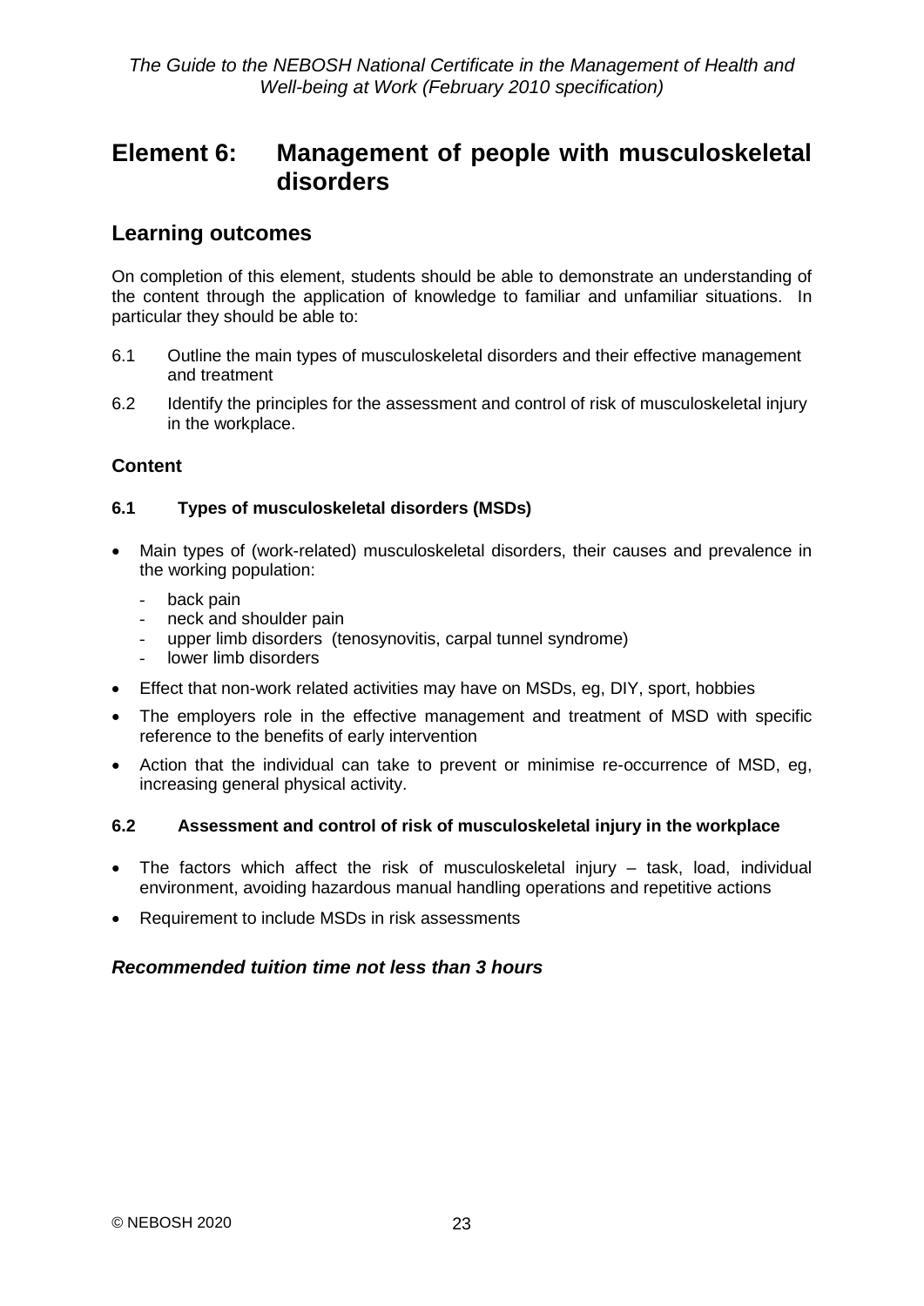# Element 6: Management of people with musculoskeletal disorders

## Learning outcomes

On completion of this element, students should be able to demonstrate an understanding of the content through the application of knowledge to familiar and unfamiliar situations. In particular they should be able to:

6.1 Outline the main types of musculoskeletal disorders and their effective management and treatment

6.2 Identify the principles for the assessment and control of risk of musculoskeletal injury in the workplace.

### Content

#### 6.1 Types of musculoskeletal disorders (MSDs)

- Main types of (work-related) musculoskeletal disorders, their causes and prevalence in the working population:
  - back pain
  - neck and shoulder pain
  - upper limb disorders (tenosynovitis, carpal tunnel syndrome)
  - lower limb disorders
- Effect that non-work related activities may have on MSDs, eg, DIY, sport, hobbies
- The employers role in the effective management and treatment of MSD with specific reference to the benefits of early intervention
- Action that the individual can take to prevent or minimise re-occurrence of MSD, eg, increasing general physical activity.

#### 6.2 Assessment and control of risk of musculoskeletal injury in the workplace

- The factors which affect the risk of musculoskeletal injury – task, load, individual environment, avoiding hazardous manual handling operations and repetitive actions
- Requirement to include MSDs in risk assessments

### *Recommended tuition time not less than 3 hours*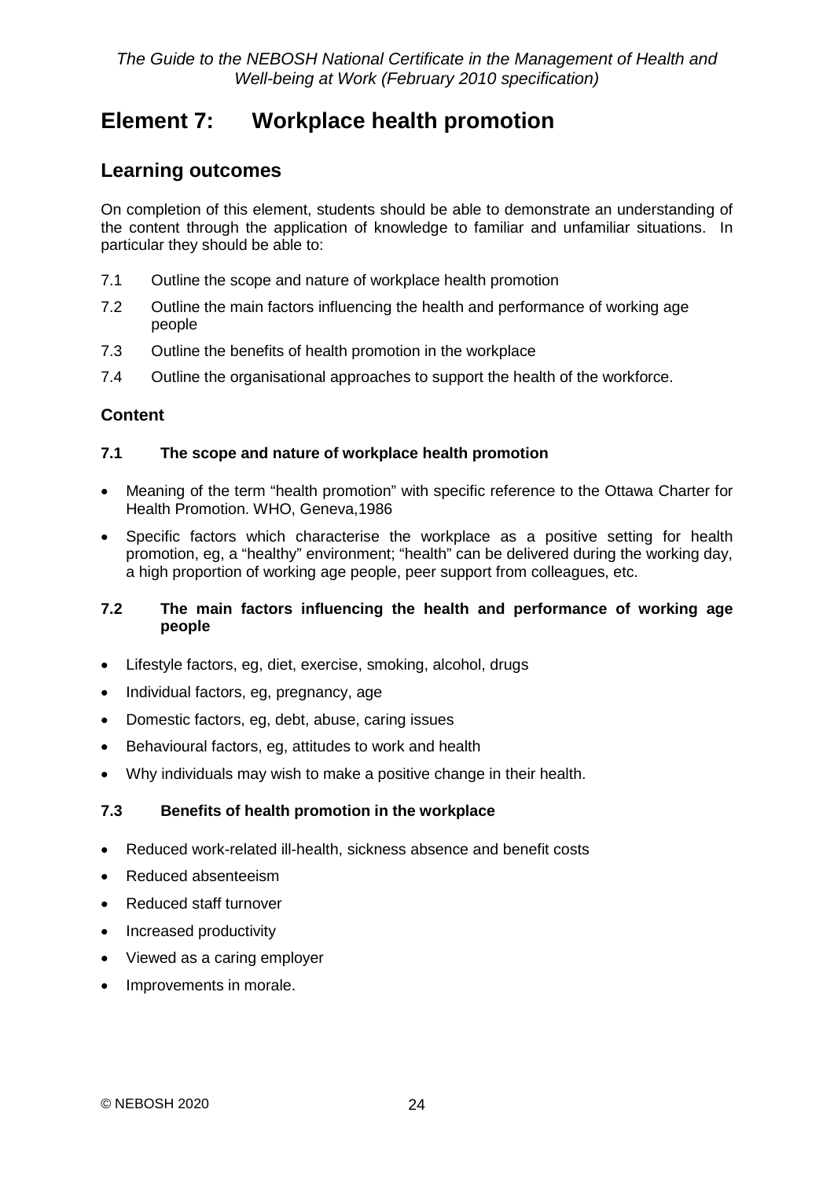# Element 7: Workplace health promotion

## Learning outcomes

On completion of this element, students should be able to demonstrate an understanding of the content through the application of knowledge to familiar and unfamiliar situations. In particular they should be able to:

7.1 Outline the scope and nature of workplace health promotion

7.2 Outline the main factors influencing the health and performance of working age people

7.3 Outline the benefits of health promotion in the workplace

7.4 Outline the organisational approaches to support the health of the workforce.

### Content

#### 7.1 The scope and nature of workplace health promotion

- Meaning of the term "health promotion" with specific reference to the Ottawa Charter for Health Promotion. WHO, Geneva,1986
- Specific factors which characterise the workplace as a positive setting for health promotion, eg, a "healthy" environment; "health" can be delivered during the working day, a high proportion of working age people, peer support from colleagues, etc.

#### 7.2 The main factors influencing the health and performance of working age people

- Lifestyle factors, eg, diet, exercise, smoking, alcohol, drugs
- Individual factors, eg, pregnancy, age
- Domestic factors, eg, debt, abuse, caring issues
- Behavioural factors, eg, attitudes to work and health
- Why individuals may wish to make a positive change in their health.

#### 7.3 Benefits of health promotion in the workplace

- Reduced work-related ill-health, sickness absence and benefit costs
- Reduced absenteeism
- Reduced staff turnover
- Increased productivity
- Viewed as a caring employer
- Improvements in morale.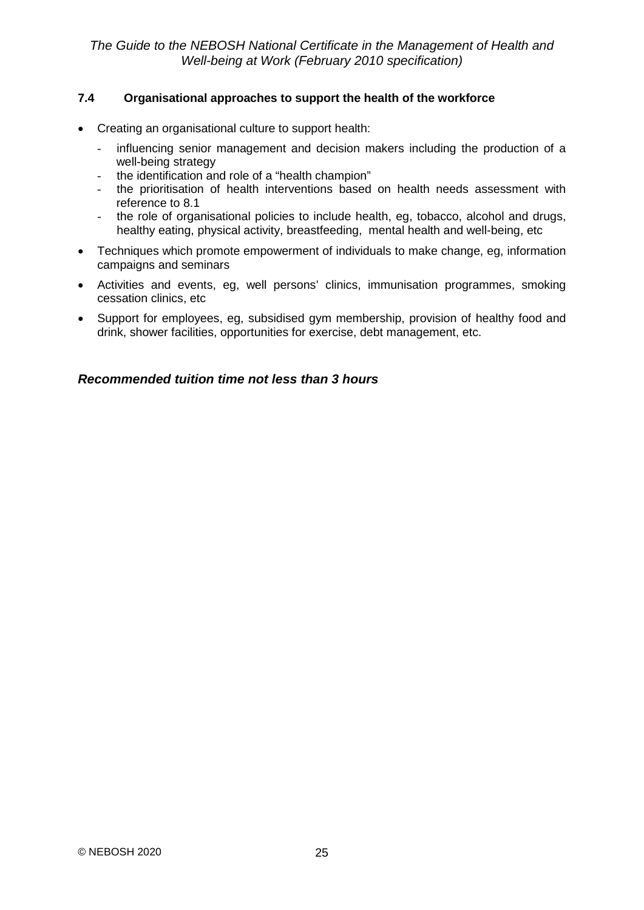### 7.4 Organisational approaches to support the health of the workforce

- Creating an organisational culture to support health:
  - influencing senior management and decision makers including the production of a well-being strategy
  - the identification and role of a "health champion"
  - the prioritisation of health interventions based on health needs assessment with reference to 8.1
  - the role of organisational policies to include health, eg, tobacco, alcohol and drugs, healthy eating, physical activity, breastfeeding, mental health and well-being, etc
- Techniques which promote empowerment of individuals to make change, eg, information campaigns and seminars
- Activities and events, eg, well persons' clinics, immunisation programmes, smoking cessation clinics, etc
- Support for employees, eg, subsidised gym membership, provision of healthy food and drink, shower facilities, opportunities for exercise, debt management, etc.

***Recommended tuition time not less than 3 hours***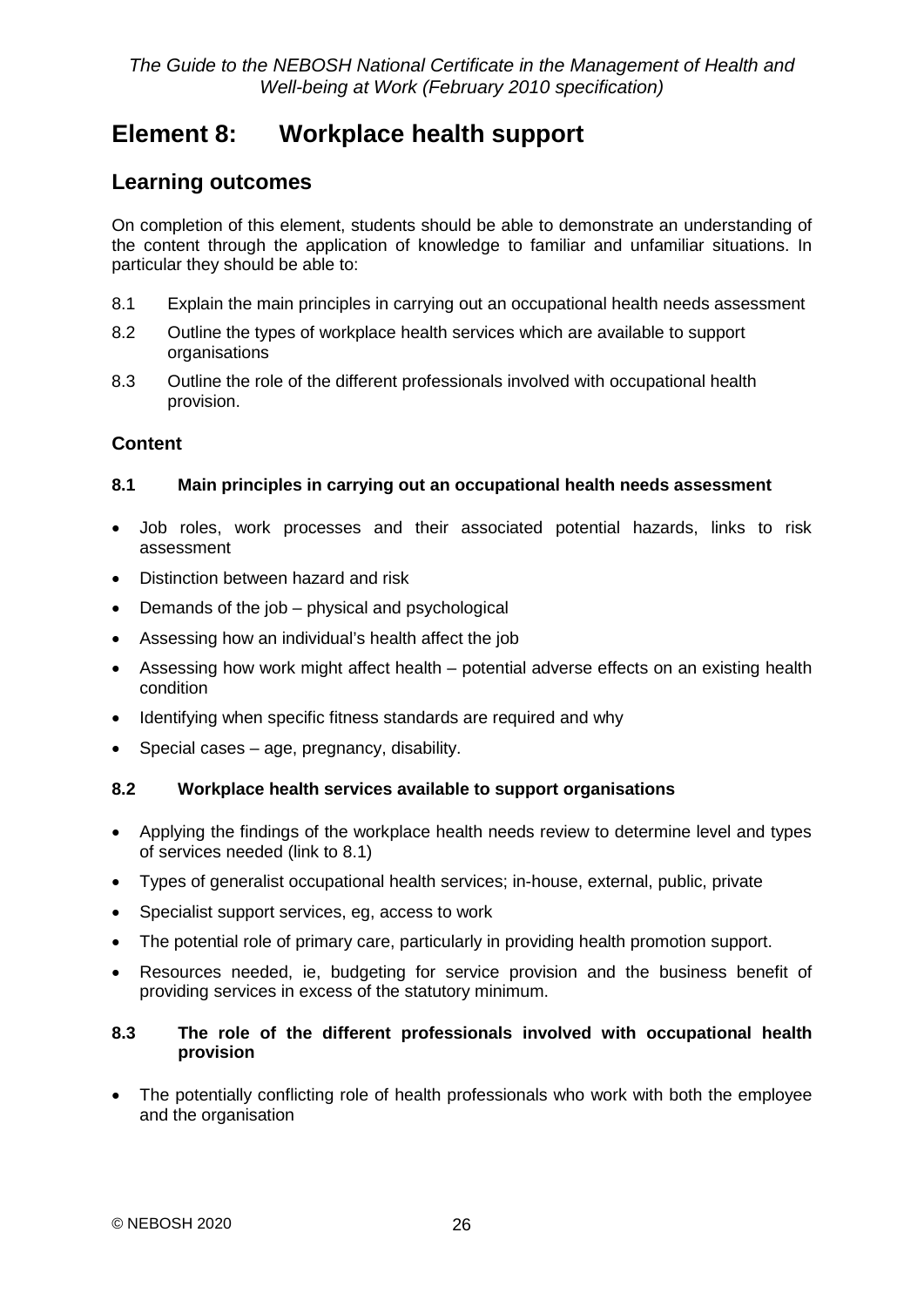# Element 8: Workplace health support

## Learning outcomes

On completion of this element, students should be able to demonstrate an understanding of the content through the application of knowledge to familiar and unfamiliar situations. In particular they should be able to:

8.1 Explain the main principles in carrying out an occupational health needs assessment

8.2 Outline the types of workplace health services which are available to support organisations

8.3 Outline the role of the different professionals involved with occupational health provision.

### Content

#### 8.1 Main principles in carrying out an occupational health needs assessment

- Job roles, work processes and their associated potential hazards, links to risk assessment
- Distinction between hazard and risk
- Demands of the job – physical and psychological
- Assessing how an individual's health affect the job
- Assessing how work might affect health – potential adverse effects on an existing health condition
- Identifying when specific fitness standards are required and why
- Special cases – age, pregnancy, disability.

#### 8.2 Workplace health services available to support organisations

- Applying the findings of the workplace health needs review to determine level and types of services needed (link to 8.1)
- Types of generalist occupational health services; in-house, external, public, private
- Specialist support services, eg, access to work
- The potential role of primary care, particularly in providing health promotion support.
- Resources needed, ie, budgeting for service provision and the business benefit of providing services in excess of the statutory minimum.

#### 8.3 The role of the different professionals involved with occupational health provision

- The potentially conflicting role of health professionals who work with both the employee and the organisation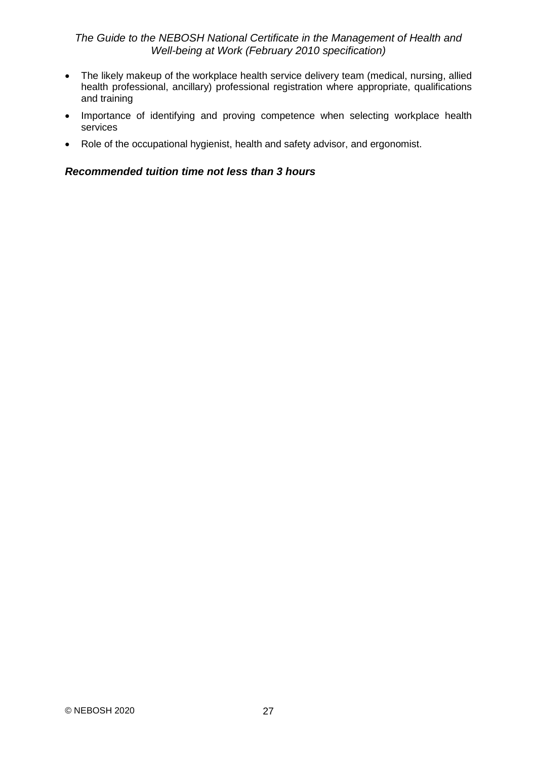- The likely makeup of the workplace health service delivery team (medical, nursing, allied health professional, ancillary) professional registration where appropriate, qualifications and training
- Importance of identifying and proving competence when selecting workplace health services
- Role of the occupational hygienist, health and safety advisor, and ergonomist.

***Recommended tuition time not less than 3 hours***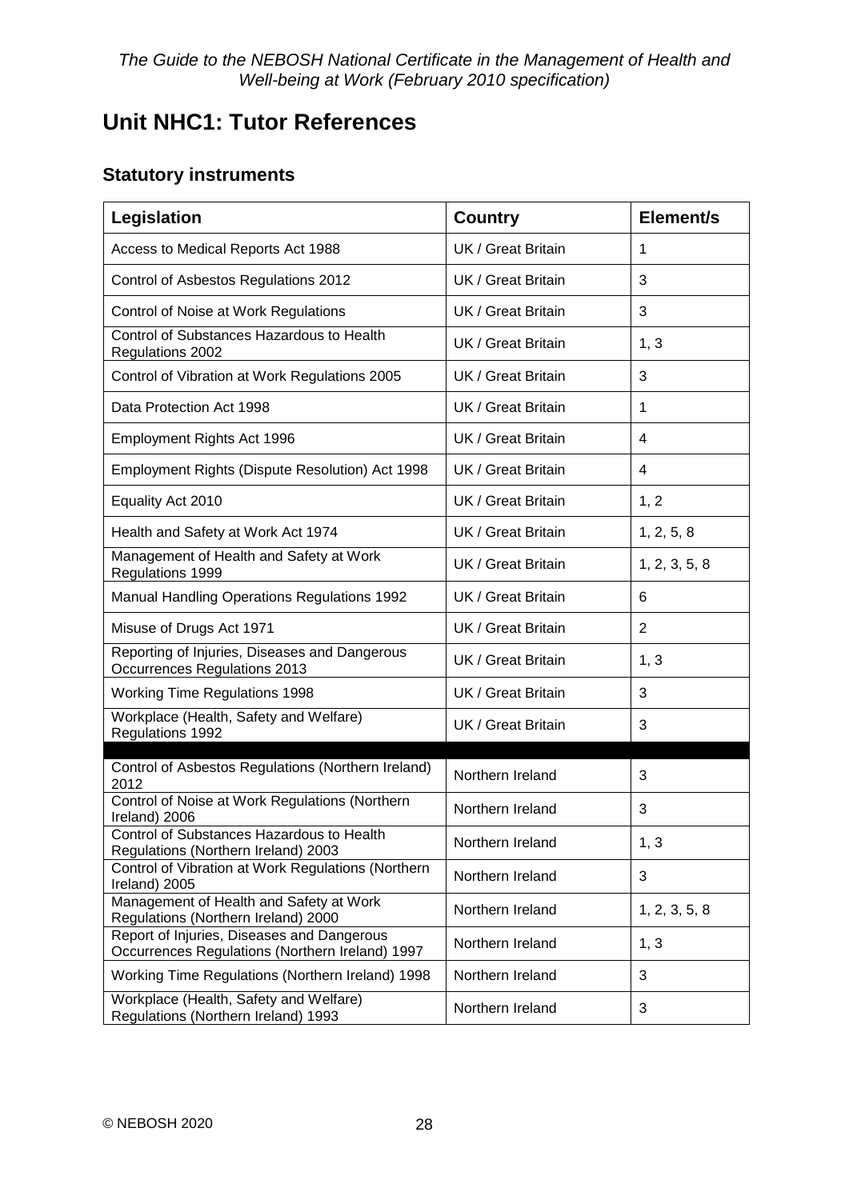# Unit NHC1: Tutor References

## Statutory instruments

| Legislation | Country | Element/s |
| --- | --- | --- |
| Access to Medical Reports Act 1988 | UK / Great Britain | 1 |
| Control of Asbestos Regulations 2012 | UK / Great Britain | 3 |
| Control of Noise at Work Regulations | UK / Great Britain | 3 |
| Control of Substances Hazardous to Health Regulations 2002 | UK / Great Britain | 1, 3 |
| Control of Vibration at Work Regulations 2005 | UK / Great Britain | 3 |
| Data Protection Act 1998 | UK / Great Britain | 1 |
| Employment Rights Act 1996 | UK / Great Britain | 4 |
| Employment Rights (Dispute Resolution) Act 1998 | UK / Great Britain | 4 |
| Equality Act 2010 | UK / Great Britain | 1, 2 |
| Health and Safety at Work Act 1974 | UK / Great Britain | 1, 2, 5, 8 |
| Management of Health and Safety at Work Regulations 1999 | UK / Great Britain | 1, 2, 3, 5, 8 |
| Manual Handling Operations Regulations 1992 | UK / Great Britain | 6 |
| Misuse of Drugs Act 1971 | UK / Great Britain | 2 |
| Reporting of Injuries, Diseases and Dangerous Occurrences Regulations 2013 | UK / Great Britain | 1, 3 |
| Working Time Regulations 1998 | UK / Great Britain | 3 |
| Workplace (Health, Safety and Welfare) Regulations 1992 | UK / Great Britain | 3 |
| | | |
| Control of Asbestos Regulations (Northern Ireland) 2012 | Northern Ireland | 3 |
| Control of Noise at Work Regulations (Northern Ireland) 2006 | Northern Ireland | 3 |
| Control of Substances Hazardous to Health Regulations (Northern Ireland) 2003 | Northern Ireland | 1, 3 |
| Control of Vibration at Work Regulations (Northern Ireland) 2005 | Northern Ireland | 3 |
| Management of Health and Safety at Work Regulations (Northern Ireland) 2000 | Northern Ireland | 1, 2, 3, 5, 8 |
| Report of Injuries, Diseases and Dangerous Occurrences Regulations (Northern Ireland) 1997 | Northern Ireland | 1, 3 |
| Working Time Regulations (Northern Ireland) 1998 | Northern Ireland | 3 |
| Workplace (Health, Safety and Welfare) Regulations (Northern Ireland) 1993 | Northern Ireland | 3 |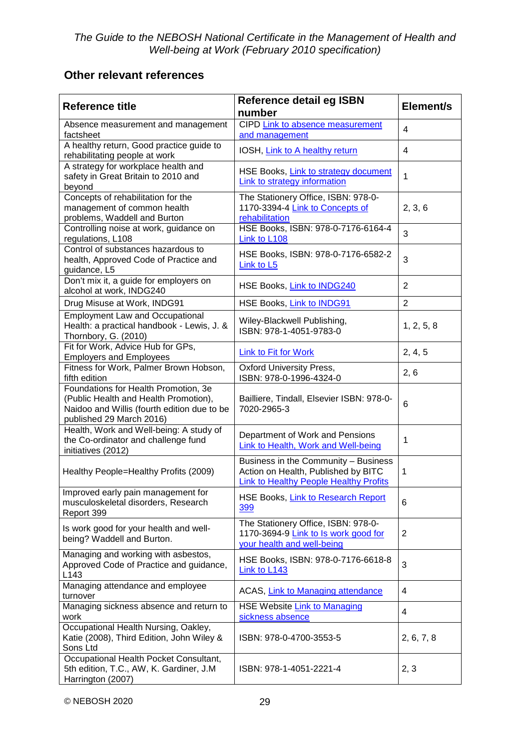## Other relevant references

| Reference title | Reference detail eg ISBN number | Element/s |
|---|---|---|
| Absence measurement and management factsheet | CIPD Link to absence measurement and management | 4 |
| A healthy return, Good practice guide to rehabilitating people at work | IOSH, Link to A healthy return | 4 |
| A strategy for workplace health and safety in Great Britain to 2010 and beyond | HSE Books, Link to strategy document Link to strategy information | 1 |
| Concepts of rehabilitation for the management of common health problems, Waddell and Burton | The Stationery Office, ISBN: 978-0-1170-3394-4 Link to Concepts of rehabilitation | 2, 3, 6 |
| Controlling noise at work, guidance on regulations, L108 | HSE Books, ISBN: 978-0-7176-6164-4 Link to L108 | 3 |
| Control of substances hazardous to health, Approved Code of Practice and guidance, L5 | HSE Books, ISBN: 978-0-7176-6582-2 Link to L5 | 3 |
| Don't mix it, a guide for employers on alcohol at work, INDG240 | HSE Books, Link to INDG240 | 2 |
| Drug Misuse at Work, INDG91 | HSE Books, Link to INDG91 | 2 |
| Employment Law and Occupational Health: a practical handbook - Lewis, J. & Thornbory, G. (2010) | Wiley-Blackwell Publishing, ISBN: 978-1-4051-9783-0 | 1, 2, 5, 8 |
| Fit for Work, Advice Hub for GPs, Employers and Employees | Link to Fit for Work | 2, 4, 5 |
| Fitness for Work, Palmer Brown Hobson, fifth edition | Oxford University Press, ISBN: 978-0-1996-4324-0 | 2, 6 |
| Foundations for Health Promotion, 3e (Public Health and Health Promotion), Naidoo and Willis (fourth edition due to be published 29 March 2016) | Bailliere, Tindall, Elsevier ISBN: 978-0-7020-2965-3 | 6 |
| Health, Work and Well-being: A study of the Co-ordinator and challenge fund initiatives (2012) | Department of Work and Pensions Link to Health, Work and Well-being | 1 |
| Healthy People=Healthy Profits (2009) | Business in the Community – Business Action on Health, Published by BITC Link to Healthy People Healthy Profits | 1 |
| Improved early pain management for musculoskeletal disorders, Research Report 399 | HSE Books, Link to Research Report 399 | 6 |
| Is work good for your health and well-being? Waddell and Burton. | The Stationery Office, ISBN: 978-0-1170-3694-9 Link to Is work good for your health and well-being | 2 |
| Managing and working with asbestos, Approved Code of Practice and guidance, L143 | HSE Books, ISBN: 978-0-7176-6618-8 Link to L143 | 3 |
| Managing attendance and employee turnover | ACAS, Link to Managing attendance | 4 |
| Managing sickness absence and return to work | HSE Website Link to Managing sickness absence | 4 |
| Occupational Health Nursing, Oakley, Katie (2008), Third Edition, John Wiley & Sons Ltd | ISBN: 978-0-4700-3553-5 | 2, 6, 7, 8 |
| Occupational Health Pocket Consultant, 5th edition, T.C., AW, K. Gardiner, J.M Harrington (2007) | ISBN: 978-1-4051-2221-4 | 2, 3 |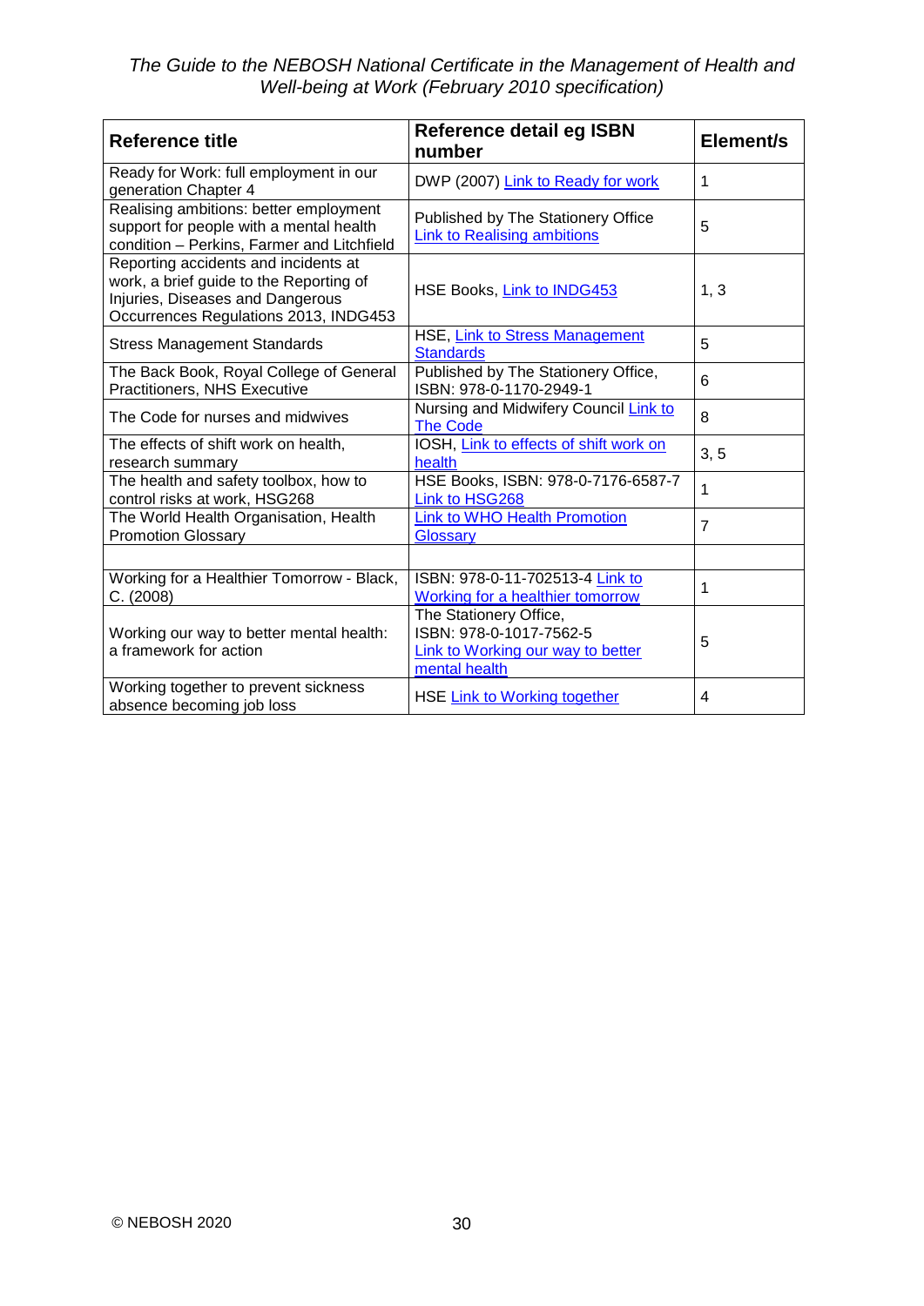| Reference title | Reference detail eg ISBN number | Element/s |
|---|---|---|
| Ready for Work: full employment in our generation Chapter 4 | DWP (2007) Link to Ready for work | 1 |
| Realising ambitions: better employment support for people with a mental health condition – Perkins, Farmer and Litchfield | Published by The Stationery Office Link to Realising ambitions | 5 |
| Reporting accidents and incidents at work, a brief guide to the Reporting of Injuries, Diseases and Dangerous Occurrences Regulations 2013, INDG453 | HSE Books, Link to INDG453 | 1, 3 |
| Stress Management Standards | HSE, Link to Stress Management Standards | 5 |
| The Back Book, Royal College of General Practitioners, NHS Executive | Published by The Stationery Office, ISBN: 978-0-1170-2949-1 | 6 |
| The Code for nurses and midwives | Nursing and Midwifery Council Link to The Code | 8 |
| The effects of shift work on health, research summary | IOSH, Link to effects of shift work on health | 3, 5 |
| The health and safety toolbox, how to control risks at work, HSG268 | HSE Books, ISBN: 978-0-7176-6587-7 Link to HSG268 | 1 |
| The World Health Organisation, Health Promotion Glossary | Link to WHO Health Promotion Glossary | 7 |
| | | |
| Working for a Healthier Tomorrow - Black, C. (2008) | ISBN: 978-0-11-702513-4 Link to Working for a healthier tomorrow | 1 |
| Working our way to better mental health: a framework for action | The Stationery Office, ISBN: 978-0-1017-7562-5 Link to Working our way to better mental health | 5 |
| Working together to prevent sickness absence becoming job loss | HSE Link to Working together | 4 |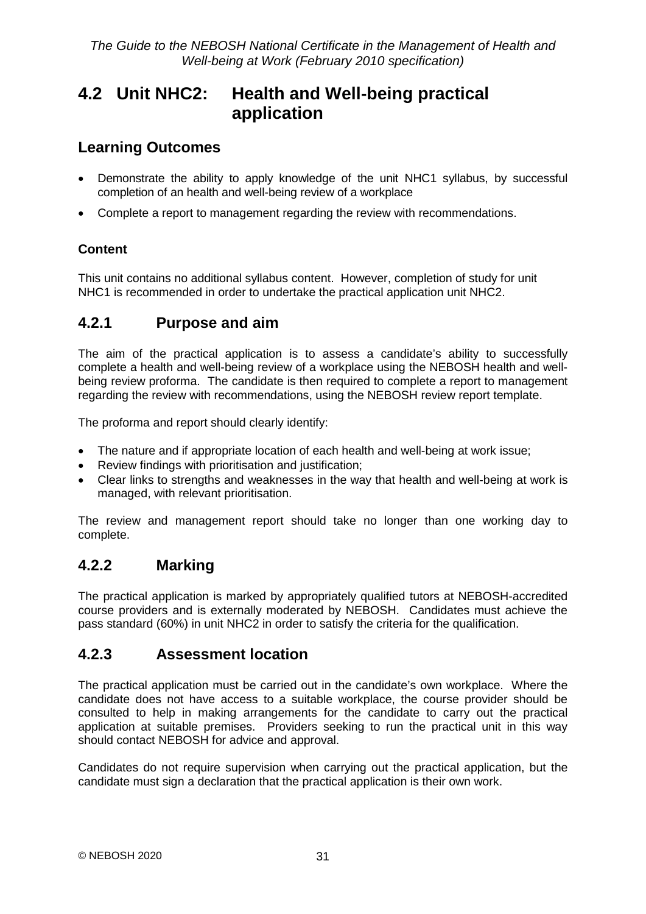## 4.2 Unit NHC2: Health and Well-being practical application

### Learning Outcomes

- Demonstrate the ability to apply knowledge of the unit NHC1 syllabus, by successful completion of an health and well-being review of a workplace
- Complete a report to management regarding the review with recommendations.

#### Content

This unit contains no additional syllabus content. However, completion of study for unit NHC1 is recommended in order to undertake the practical application unit NHC2.

### 4.2.1 Purpose and aim

The aim of the practical application is to assess a candidate's ability to successfully complete a health and well-being review of a workplace using the NEBOSH health and well-being review proforma. The candidate is then required to complete a report to management regarding the review with recommendations, using the NEBOSH review report template.

The proforma and report should clearly identify:

- The nature and if appropriate location of each health and well-being at work issue;
- Review findings with prioritisation and justification;
- Clear links to strengths and weaknesses in the way that health and well-being at work is managed, with relevant prioritisation.

The review and management report should take no longer than one working day to complete.

### 4.2.2 Marking

The practical application is marked by appropriately qualified tutors at NEBOSH-accredited course providers and is externally moderated by NEBOSH. Candidates must achieve the pass standard (60%) in unit NHC2 in order to satisfy the criteria for the qualification.

### 4.2.3 Assessment location

The practical application must be carried out in the candidate's own workplace. Where the candidate does not have access to a suitable workplace, the course provider should be consulted to help in making arrangements for the candidate to carry out the practical application at suitable premises. Providers seeking to run the practical unit in this way should contact NEBOSH for advice and approval.

Candidates do not require supervision when carrying out the practical application, but the candidate must sign a declaration that the practical application is their own work.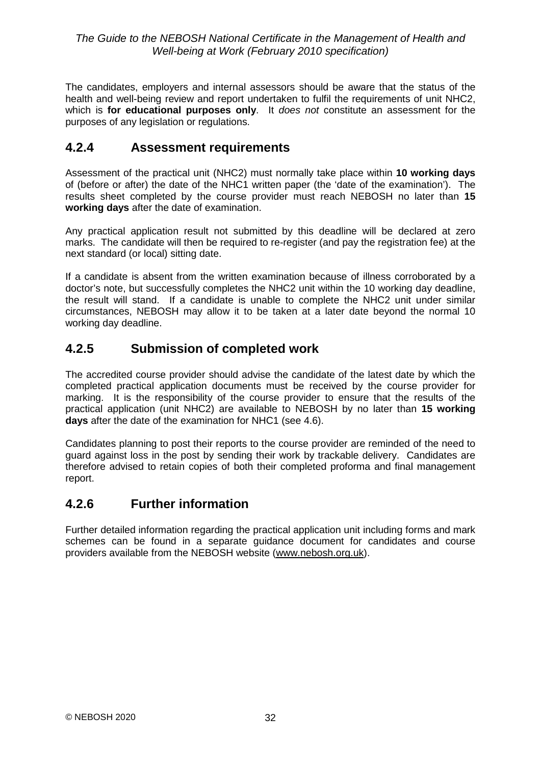The candidates, employers and internal assessors should be aware that the status of the health and well-being review and report undertaken to fulfil the requirements of unit NHC2, which is **for educational purposes only**. It *does not* constitute an assessment for the purposes of any legislation or regulations.

### 4.2.4 Assessment requirements

Assessment of the practical unit (NHC2) must normally take place within **10 working days** of (before or after) the date of the NHC1 written paper (the 'date of the examination'). The results sheet completed by the course provider must reach NEBOSH no later than **15 working days** after the date of examination.

Any practical application result not submitted by this deadline will be declared at zero marks. The candidate will then be required to re-register (and pay the registration fee) at the next standard (or local) sitting date.

If a candidate is absent from the written examination because of illness corroborated by a doctor's note, but successfully completes the NHC2 unit within the 10 working day deadline, the result will stand. If a candidate is unable to complete the NHC2 unit under similar circumstances, NEBOSH may allow it to be taken at a later date beyond the normal 10 working day deadline.

### 4.2.5 Submission of completed work

The accredited course provider should advise the candidate of the latest date by which the completed practical application documents must be received by the course provider for marking. It is the responsibility of the course provider to ensure that the results of the practical application (unit NHC2) are available to NEBOSH by no later than **15 working days** after the date of the examination for NHC1 (see 4.6).

Candidates planning to post their reports to the course provider are reminded of the need to guard against loss in the post by sending their work by trackable delivery. Candidates are therefore advised to retain copies of both their completed proforma and final management report.

### 4.2.6 Further information

Further detailed information regarding the practical application unit including forms and mark schemes can be found in a separate guidance document for candidates and course providers available from the NEBOSH website (www.nebosh.org.uk).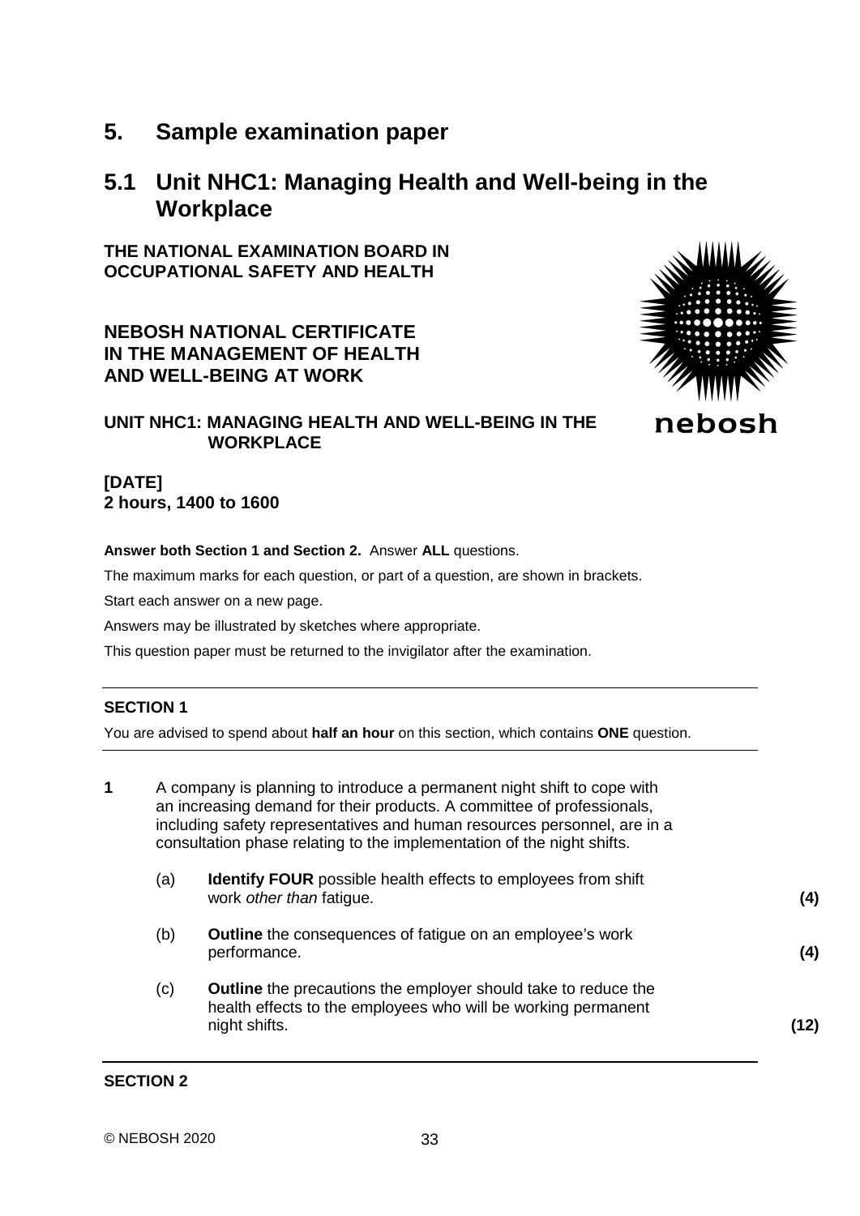# 5. Sample examination paper

## 5.1 Unit NHC1: Managing Health and Well-being in the Workplace

**THE NATIONAL EXAMINATION BOARD IN OCCUPATIONAL SAFETY AND HEALTH**

**NEBOSH NATIONAL CERTIFICATE IN THE MANAGEMENT OF HEALTH AND WELL-BEING AT WORK**

nebosh

**UNIT NHC1: MANAGING HEALTH AND WELL-BEING IN THE WORKPLACE**

**[DATE]**
**2 hours, 1400 to 1600**

**Answer both Section 1 and Section 2.** Answer **ALL** questions.

The maximum marks for each question, or part of a question, are shown in brackets.

Start each answer on a new page.

Answers may be illustrated by sketches where appropriate.

This question paper must be returned to the invigilator after the examination.

---

**SECTION 1**

You are advised to spend about **half an hour** on this section, which contains **ONE** question.

---

**1** A company is planning to introduce a permanent night shift to cope with an increasing demand for their products. A committee of professionals, including safety representatives and human resources personnel, are in a consultation phase relating to the implementation of the night shifts.

(a) **Identify FOUR** possible health effects to employees from shift work *other than* fatigue. **(4)**

(b) **Outline** the consequences of fatigue on an employee's work performance. **(4)**

(c) **Outline** the precautions the employer should take to reduce the health effects to the employees who will be working permanent night shifts. **(12)**

---

**SECTION 2**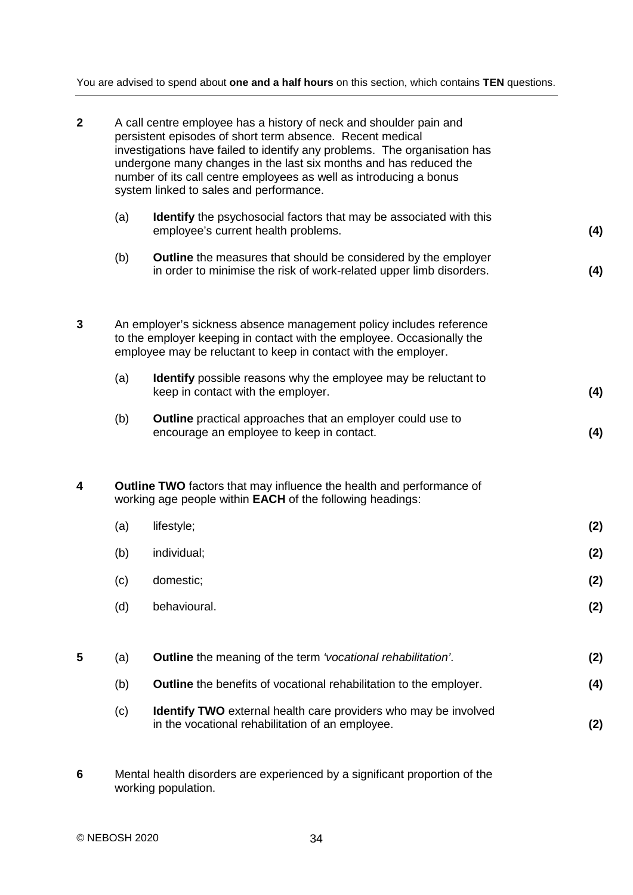You are advised to spend about **one and a half hours** on this section, which contains **TEN** questions.

---

**2** A call centre employee has a history of neck and shoulder pain and persistent episodes of short term absence. Recent medical investigations have failed to identify any problems. The organisation has undergone many changes in the last six months and has reduced the number of its call centre employees as well as introducing a bonus system linked to sales and performance.

(a) **Identify** the psychosocial factors that may be associated with this employee's current health problems. **(4)**

(b) **Outline** the measures that should be considered by the employer in order to minimise the risk of work-related upper limb disorders. **(4)**

**3** An employer's sickness absence management policy includes reference to the employer keeping in contact with the employee. Occasionally the employee may be reluctant to keep in contact with the employer.

(a) **Identify** possible reasons why the employee may be reluctant to keep in contact with the employer. **(4)**

(b) **Outline** practical approaches that an employer could use to encourage an employee to keep in contact. **(4)**

**4** **Outline TWO** factors that may influence the health and performance of working age people within **EACH** of the following headings:

(a) lifestyle; **(2)**

(b) individual; **(2)**

(c) domestic; **(2)**

(d) behavioural. **(2)**

**5** (a) **Outline** the meaning of the term *'vocational rehabilitation'*. **(2)**

(b) **Outline** the benefits of vocational rehabilitation to the employer. **(4)**

(c) **Identify TWO** external health care providers who may be involved in the vocational rehabilitation of an employee. **(2)**

**6** Mental health disorders are experienced by a significant proportion of the working population.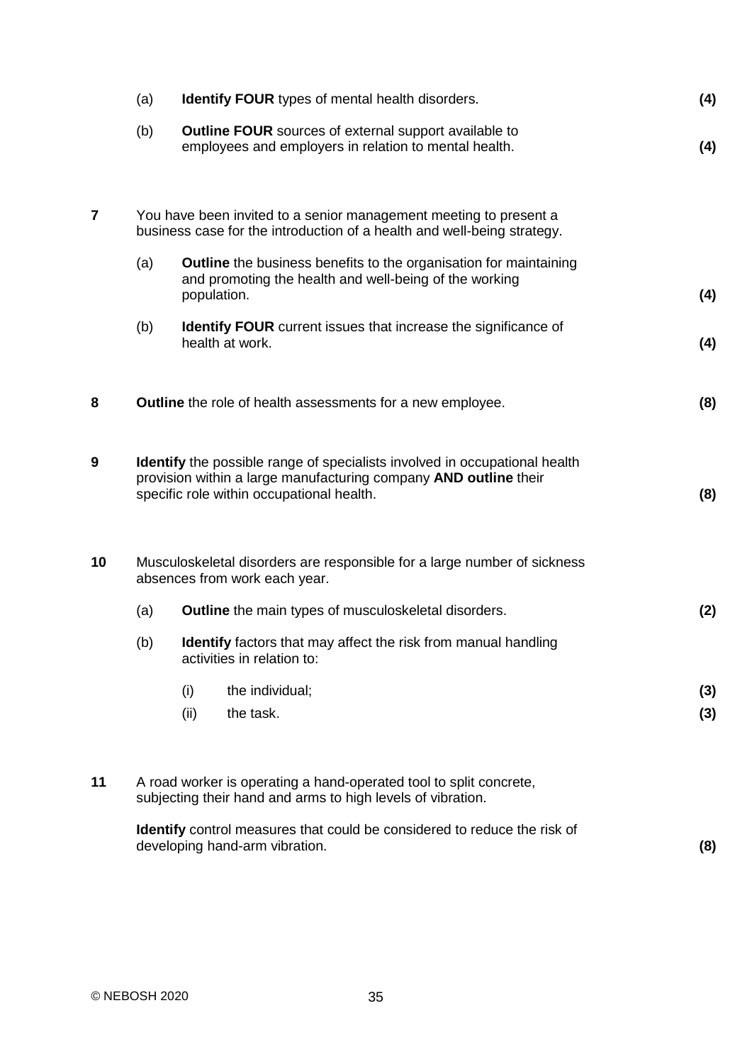(a) **Identify FOUR** types of mental health disorders. **(4)**

(b) **Outline FOUR** sources of external support available to employees and employers in relation to mental health. **(4)**

**7** You have been invited to a senior management meeting to present a business case for the introduction of a health and well-being strategy.

(a) **Outline** the business benefits to the organisation for maintaining and promoting the health and well-being of the working population. **(4)**

(b) **Identify FOUR** current issues that increase the significance of health at work. **(4)**

**8** **Outline** the role of health assessments for a new employee. **(8)**

**9** **Identify** the possible range of specialists involved in occupational health provision within a large manufacturing company **AND outline** their specific role within occupational health. **(8)**

**10** Musculoskeletal disorders are responsible for a large number of sickness absences from work each year.

(a) **Outline** the main types of musculoskeletal disorders. **(2)**

(b) **Identify** factors that may affect the risk from manual handling activities in relation to:

(i) the individual; **(3)**

(ii) the task. **(3)**

**11** A road worker is operating a hand-operated tool to split concrete, subjecting their hand and arms to high levels of vibration.

**Identify** control measures that could be considered to reduce the risk of developing hand-arm vibration. **(8)**

© NEBOSH 2020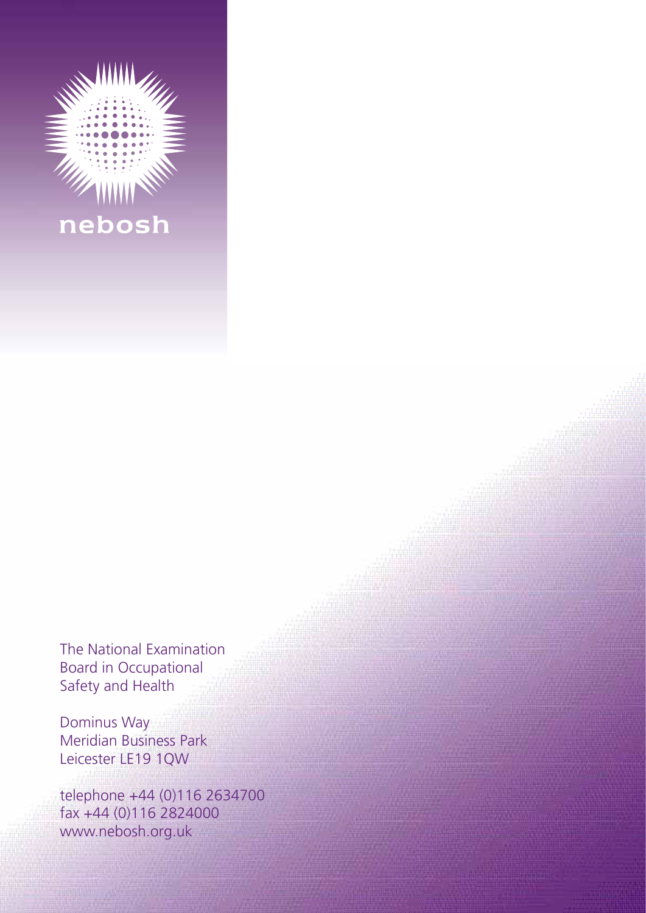nebosh

The National Examination Board in Occupational Safety and Health

Dominus Way
Meridian Business Park
Leicester LE19 1QW

telephone +44 (0)116 2634700
fax +44 (0)116 2824000
www.nebosh.org.uk